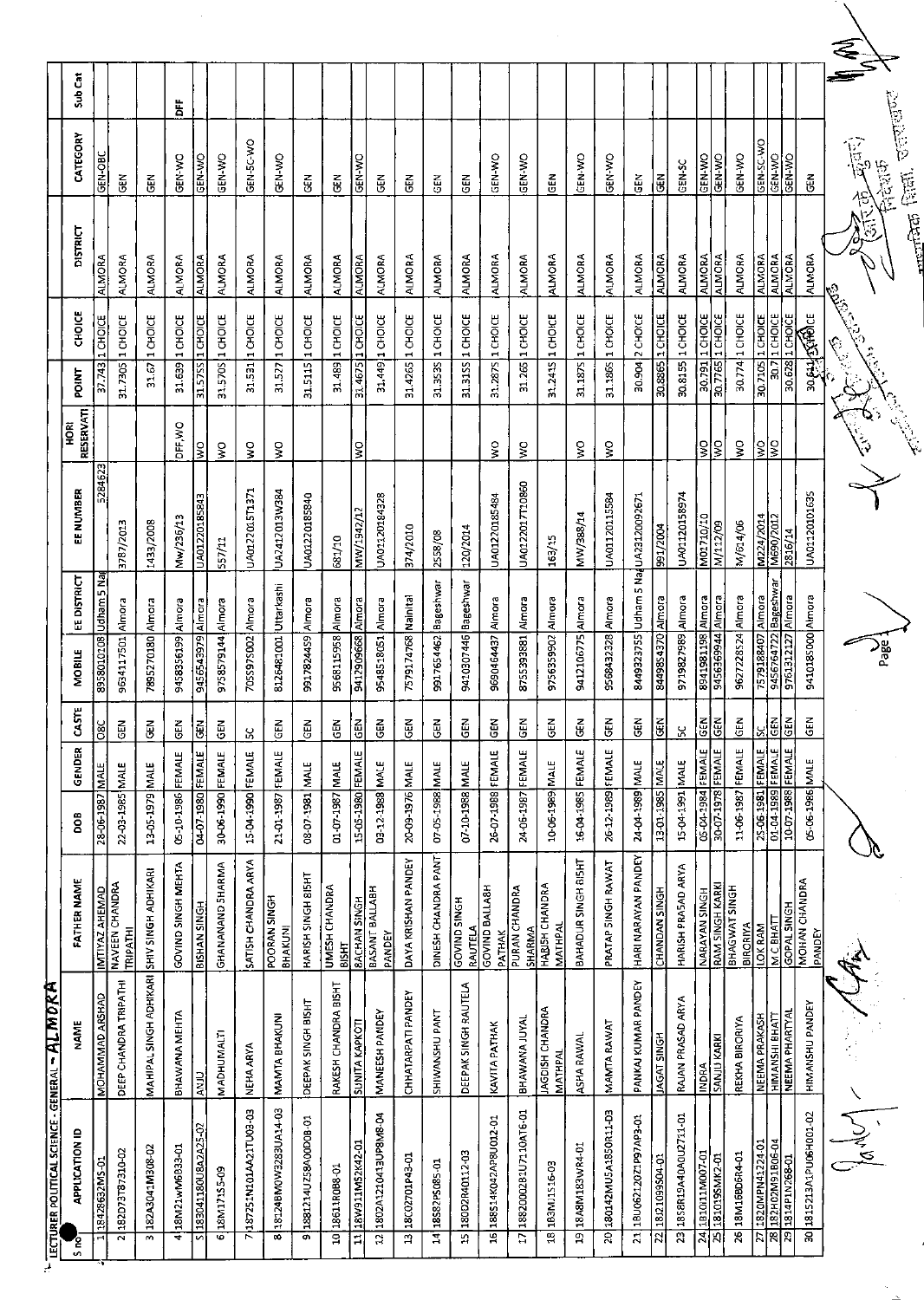LECTURER POLITICAL SCIENCE - GENERAL - ALMORA

| S no | APPLICATION ID | NAME | FATHER NAME | DOB | GENDER | CASTE | MOBILE | EE DISTRICT | EE NUMBER | HORI RESERVATI | POINT | CHOICE | DISTRICT | CATEGORY | Sub Cat |
|---|---|---|---|---|---|---|---|---|---|---|---|---|---|---|---|
| 1 | 18428632MS-01 | MOHAMMAD ARSHAD | IMTIYAZ AHEMAD | 28-06-1987 | MALE | OBC | 8958010208 | Udham S Nai | 5284623 | | 37.743 | 1 CHOICE | ALMORA | GEN-OBC | |
| 2 | 182D73T87310-02 | DEEP CHANDRA TRIPATHI | NAVEEN CHANDRA TRIPATHI | 22-03-1985 | MALE | GEN | 9634117501 | Almora | 3787/2013 | | 31.7305 | 1 CHOICE | ALMORA | GEN | |
| 3 | 182A3041M308-02 | MAHIPAL SINGH ADHIKARI | SHIV SINGH ADHIKARI | 13-05-1979 | MALE | GEN | 7895270180 | Almora | 1433/2008 | | 31.67 | 1 CHOICE | ALMORA | GEN | |
| 4 | 18M21wM6833-01 | BHAWANA MEHTA | GOVIND SINGH MEHTA | 05-10-1986 | FEMALE | GEN | 9458356199 | Almora | Mw/236/13 | DFF,WO | 31.639 | 1 CHOICE | ALMORA | GEN-WO | DFF |
| 5 | 183041180U8A2A25-02 | ANJU | BISHAN SINGH | 04-07-1980 | FEMALE | GEN | 9456543979 | Almora | UA0122018S843 | WO | 31.5755 | 1 CHOICE | ALMORA | GEN-WO | |
| 6 | 18M17155-09 | MADHUMALTI | GHANANAND SHARMA | 30-06-1990 | FEMALE | GEN | 9758579144 | Almora | 557/11 | WO | 31.5705 | 1 CHOICE | ALMORA | GEN-WO | |
| 7 | 187251N101AA21TU03-03 | NEHA ARYA | SATISH CHANDRA ARYA | 15-04-1990 | FEMALE | SC | 7055975002 | Almora | UA0122015T1371 | WO | 31.531 | 1 CHOICE | ALMORA | GEN-SC-WO | |
| 8 | 181248M0W3283UA14-03 | MAMTA BHAKUNI | POORAN SINGH BHAKUNI | 21-01-1987 | FEMALE | GEN | 8126481001 | Uttarkashi | UA2412013W384 | WO | 31.527 | 1 CHOICE | ALMORA | GEN-WO | |
| 9 | 1881214UZ58A00D08-01 | DEEPAK SINGH BISHT | HARISH SINGH BISHT | 08-07-1981 | MALE | GEN | 9917824459 | Almora | UA0122018S840 | | 31.5115 | 1 CHOICE | ALMORA | GEN | |
| 10 | 18611R088-01 | RAKESH CHANDRA BISHT | UMESH CHANDRA BISHT | 01-07-1987 | MALE | GEN | 9568115958 | Almora | 681/10 | | 31.489 | 1 CHOICE | ALMORA | GEN | |
| 11 | 18W911M52K42-01 | SUNITA KAPKOTI | BACHAN SINGH | 15-05-1980 | FEMALE | GEN | 9412909668 | Almora | MW/1942/12 | WO | 31.4675 | 1 CHOICE | ALMORA | GEN-WO | |
| 12 | 1802A1210413UP8M8-04 | MANEESH PANDEY | BASANT BALLABH PANDEY | 03-12-1988 | MALE | GEN | 9548518051 | Almora | UA0112018432B | | 31.449 | 1 CHOICE | ALMORA | GEN | |
| 13 | 18C02701P43-01 | CHHATARPATI PANDEY | DAYA KRISHAN PANDEY | 20-09-1976 | MALE | GEN | 7579174768 | Nainital | 374/2010 | | 31.4265 | 1 CHOICE | ALMORA | GEN | |
| 14 | 18582P5085-01 | SHIWANSHU PANT | DINESH CHANDRA PANT | 07-05-1988 | MALE | GEN | 9917654462 | Bageshwar | 2558/08 | | 31.3535 | 1 CHOICE | ALMORA | GEN | |
| 15 | 180D2R40112-03 | DEEPAK SINGH RAUTELA | GOVIND SINGH RAUTELA | 07-10-1988 | MALE | GEN | 9410307446 | Bageshwar | 120/2014 | | 31.3155 | 1 CHOICE | ALMORA | GEN | |
| 16 | 188514K042AP8U012-01 | KAVITA PATHAK | GOVIND BALLABH PATHAK | 26-07-1988 | FEMALE | GEN | 9690464437 | Almora | UA0122018S484 | WO | 31.2875 | 1 CHOICE | ALMORA | GEN-WO | |
| 17 | 1882000281U7110AT6-01 | BHAWANA JUYAL | PURAN CHANDRA SHARMA | 24-06-1987 | FEMALE | GEN | 8755393881 | Almora | UA0122017T10860 | WO | 31.265 | 1 CHOICE | ALMORA | GEN-WO | |
| 18 | 183M11516-03 | JAGDISH CHANDRA MATHPAL | HARISH CHANDRA MATHPAL | 10-06-1969 | MALE | GEN | 9756359902 | Almora | 163/15 | | 31.2415 | 1 CHOICE | ALMORA | GEN | |
| 19 | 18A8M183WR4-01 | ASHA RAWAL | BAHADUR SINGH BISHT | 16-04-1985 | FEMALE | GEN | 9412106775 | Almora | MW/388/14 | WO | 31.1875 | 1 CHOICE | ALMORA | GEN-WO | |
| 20 | 180142MU5A1850R11-03 | MAMTA RAWAT | PRATAP SINGH RAWAT | 26-12-1989 | FEMALE | GEN | 9568432328 | Almora | UA0112011S584 | WO | 31.1865 | 1 CHOICE | ALMORA | GEN-WO | |
| 21 | 18U0621207P97AP3-01 | PANKAJ KUMAR PANDEY | HARI NARAYAN PANDEY | 24-04-1989 | MALE | GEN | 8449323755 | Udham S Nai | UA23120092671 | | 30.904 | 2 CHOICE | ALMORA | GEN | |
| 22 | 18J21099S04-01 | JAGAT SINGH | CHANDAN SINGH | 13-01-1985 | MALE | GEN | 8449854370 | Almora | 991/2004 | | 30.8865 | 1 CHOICE | ALMORA | GEN | |
| 23 | 1858R19A40A0U2711-01 | RAJAN PRASAD ARYA | HARISH PRASAD ARYA | 15-04-1991 | MALE | SC | 9719827989 | Almora | UA0112015B974 | | 30.8155 | 1 CHOICE | ALMORA | GEN-SC | |
| 24 | 1810I11M007-01 | INDRA | NARAYAN SINGH | 05-04-1984 | FEMALE | GEN | 8941981198 | Almora | M02710/10 | WO | 30.791 | 1 CHOICE | ALMORA | GEN-WO | |
| 25 | 181019SMK2-01 | SANJU KARKI | RAM SINGH KARKI | 30-07-1978 | FEMALE | GEN | 9456369944 | Almora | M/112/09 | WO | 30.7765 | 1 CHOICE | ALMORA | GEN-WO | |
| 26 | 18M16BD6R4-01 | REKHA BIRORIYA | BHAGWAT SINGH BIRORIYA | 11-06-1987 | FEMALE | GEN | 9627228524 | Almora | M/614/06 | WO | 30.774 | 1 CHOICE | ALMORA | GEN-WO | |
| 27 | 1820MPN41224-01 | NEEMA PRAKASH | LOK RAM | 25-06-1981 | FEMALE | SC | 7579188407 | Almora | M224/2014 | WO | 30.7105 | 1 CHOICE | ALMORA | GEN-SC-WO | |
| 28 | 182H02M91B06-04 | HIMANSHI BHATT | M.C.BHATT | 01-04-1989 | FEMALE | GEN | 9456764722 | Bageshwar | M690/2012 | WO | 30.7 | 1 CHOICE | ALMORA | GEN-WO | |
| 29 | 1814P1N268-01 | NEEMA PHARTYAL | GOPAL SINGH | 10-07-1988 | FEMALE | GEN | 9761312127 | Almora | 2816/14 | | 30.628 | 1 CHOICE | ALMORA | GEN-WO | |
| 30 | 1815213A1PU06H001-02 | HIMANSHU PANDEY | MOHAN CHANDRA PANDEY | 05-06-1986 | MALE | GEN | 9410185000 | Almora | UA0112010163S | | 30.611 | 1 CHOICE | ALMORA | GEN | |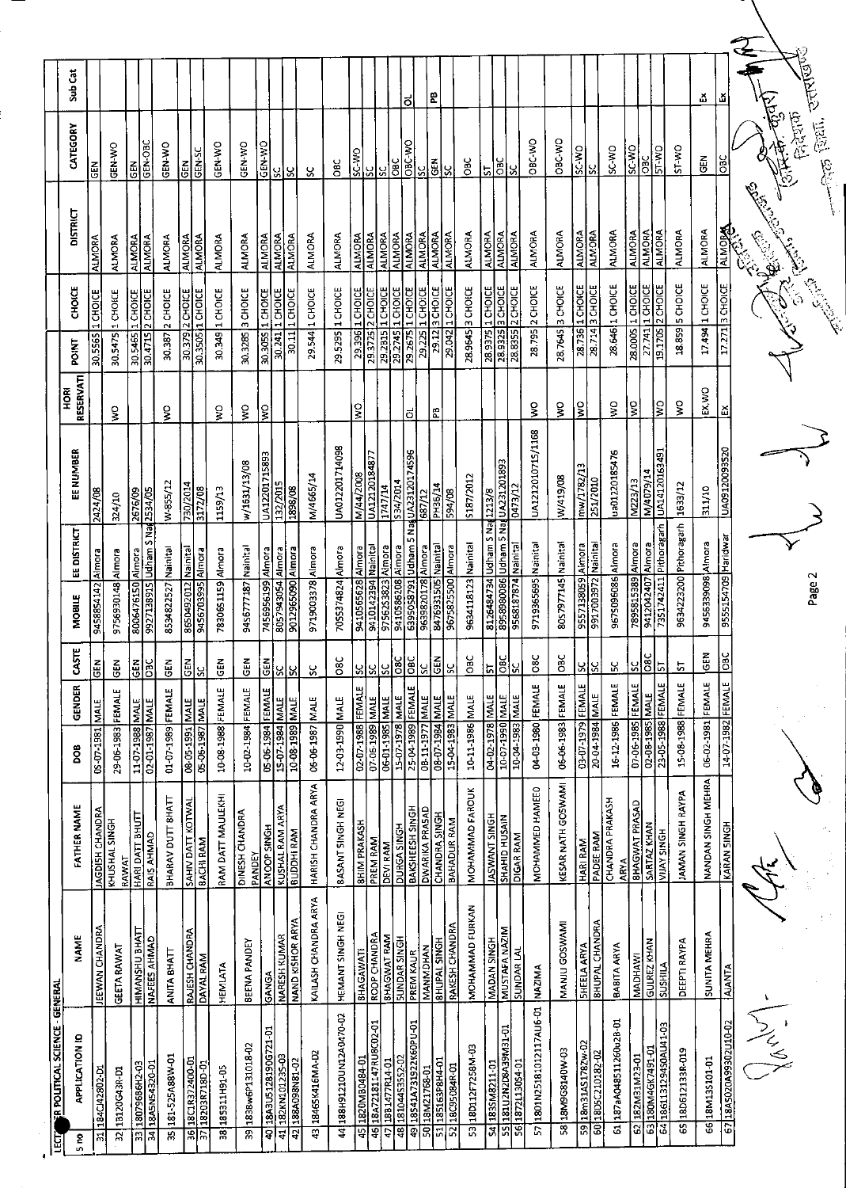LECTURER POLITICAL SCIENCE - GENERAL

| S no | APPLICATION ID | NAME | FATHER NAME | DOB | GENDER | CASTE | MOBILE | EE DISTRICT | EE NUMBER | HORI RESERVATI | POINT | CHOICE | DISTRICT | CATEGORY | Sub Cat |
|---|---|---|---|---|---|---|---|---|---|---|---|---|---|---|---|
| 31 | 184CJ42802-01 | JEEWAN CHANDRA | JAGDISH CHANDRA | 05-07-1981 | MALE | GEN | 9458854142 | Almora | 2424/08 | | 30.5565 | 1 CHOICE | ALMORA | GEN | |
| 32 | 18120G43R-01 | GEETA RAWAT | KHUSHAL SINGH RAWAT | 29-06-1983 | FEMALE | GEN | 9756930148 | Almora | 324/10 | WO | 30.5475 | 1 CHOICE | ALMORA | GEN-WO | |
| 33 | 18079686H2-03 | HIMANSHU BHATT | HARI DATT BHUTT | 11-07-1988 | MALE | GEN | 8006476150 | Almora | 2676/09 | | 30.5465 | 1 CHOICE | ALMORA | GEN | |
| 34 | 18A5N54320-01 | NAFEES AHMAD | RAIS AHMAD | 02-01-1987 | MALE | OBC | 9927138915 | Udham S Nagar | 2534/05 | | 30.4715 | 2 CHOICE | ALMORA | GEN-OBC | |
| 35 | 181-525A88W-01 | ANITA BHATT | BHARAV DUTT BHATT | 01-07-1989 | FEMALE | GEN | 8534822527 | Nainital | W-865/12 | WO | 30.387 | 2 CHOICE | ALMORA | GEN-WO | |
| 36 | 18C1R372400-01 | RAJESH CHANDRA | SAHIV DATT KOTWAL | 08-05-1991 | MALE | GEN | 8650492012 | Nainital | 730/2014 | | 30.379 | 2 CHOICE | ALMORA | GEN | |
| 37 | 18203871 8D-01 | DAYAL RAM | BACHI RAM | 05-06-1987 | MALE | SC | 9456703995 | Almora | 3172/08 | | 30.3505 | 1 CHOICE | ALMORA | GEN-SC | |
| 38 | 185311H91-05 | HEMLATA | RAM DATT MAULEKHI | 10-08-1988 | FEMALE | GEN | 7830651159 | Almora | 1159/13 | WO | 30.349 | 1 CHOICE | ALMORA | GEN-WO | |
| 39 | 1838w6P131018-02 | BEENA PANDEY | DINESH CHANDRA PANDEY | 10-02-1984 | FEMALE | GEN | 9456777187 | Nainital | w/1631/13/08 | WO | 30.3285 | 3 CHOICE | ALMORA | GEN-WO | |
| 40 | 18A3U5128190G721-01 | GANGA | ANOOP SINGH | 05-06-1984 | FEMALE | GEN | 7456956199 | Almora | UA1220175893 | WO | 30.3055 | 1 CHOICE | ALMORA | GEN-WO | |
| 41 | 182KN101235-03 | NARESH KUMAR | KUSHAL RAM ARYA | 15-07-1984 | MALE | SC | 8057943054 | Almora | 132/2015 | | 30.241 | 1 CHOICE | ALMORA | SC | |
| 42 | 188A098N81-02 | NAND KISHOR ARYA | BUDDHI RAM | 10-08-1989 | MALE | SC | 9012965090 | Almora | 1898/08 | | 30.11 | 1 CHOICE | ALMORA | SC | |
| 43 | 18465K416MA-02 | KAILASH CHANDRA ARYA | HARISH CHANDRA ARYA | 06-06-1987 | MALE | SC | 9719003378 | Almora | M/4665/14 | | 29.544 | 1 CHOICE | ALMORA | SC | |
| 44 | 18H91210UN12A0470-02 | HEMANT SINGH NEGI | BASANT SINGH NEGI | 12-03-1990 | MALE | OBC | 7055374824 | Almora | UA01220174098 | | 29.5295 | 1 CHOICE | ALMORA | OBC | |
| 45 | 1820M3084-01 | BHAGWATI | BHIM PRAKASH | 02-07-1988 | FEMALE | SC | 9410565628 | Almora | M/44/2008 | WO | 29.396 | 1 CHOICE | ALMORA | SC-WO | |
| 46 | 18A7218147RU8C02-01 | ROOP CHANDRA | PREM RAM | 07-06-1989 | MALE | SC | 9410142394 | Nainital | UA12120184877 | | 29.3725 | 2 CHOICE | ALMORA | SC | |
| 47 | 1881477R14-01 | BHAGWAT RAM | DEVI RAM | 06-01-1985 | MALE | SC | 9756253823 | Almora | 1747/14 | | 29.2315 | 1 CHOICE | ALMORA | SC | |
| 48 | 181044S3552-02 | SUNDAR SINGH | DURGA SINGH | 15-07-1978 | MALE | OBC | 9410586208 | Almora | 534/2014 | | 29.2745 | 1 CHOICE | ALMORA | OBC | |
| 49 | 18541A731922K60PU-01 | PREM KAUR | BAKSHEESH SINGH | 25-04-1989 | FEMALE | OBC | 6395058791 | Udham S Nagar | UA23120174596 | OI | 29.2675 | 1 CHOICE | ALMORA | OBC-WO | OI |
| 50 | 18M21768-01 | MANMOHAN | DWARIKA PRASAD | 08-11-1977 | MALE | SC | 9639820178 | Almora | 687/12 | | 29.225 | 1 CHOICE | ALMORA | SC | |
| 51 | 185163P8H4-01 | BHUPAL SINGH | CHANDRA SINGH | 08-07-1984 | MALE | GEN | 8476931505 | Nainital | PH36/14 | PB | 29.12 | 3 CHOICE | ALMORA | GEN | PB |
| 52 | 18C95084R-01 | RAKESH CHANDRA | BAHADUR RAM | 15-04-1983 | MALE | SC | 9675825500 | Almora | 594/08 | | 29.042 | 1 CHOICE | ALMORA | SC | |
| 53 | 18D112F7258M-03 | MOHAMMAD FURKAN | MOHAMMAD FAROUK | 10-11-1986 | MALE | OBC | 9634118123 | Nainital | 5187/2012 | | 28.9645 | 3 CHOICE | ALMORA | OBC | |
| 54 | 18S5M8211-01 | MADAN SINGH | JASWANT SINGH | 14-02-1978 | MALE | ST | 8126484734 | Udham S Nagar | 1213/8 | | 28.9375 | 1 CHOICE | ALMORA | ST | |
| 55 | 181U2N2D8A39M31-01 | MUSTAFA NAZIM | SHAHID HUSAIN | 10-07-1990 | MALE | OBC | 8958980086 | Udham S Nagar | UA231201893 | | 28.9325 | 3 CHOICE | ALMORA | OBC | |
| 56 | 18721L3054-01 | SUNDAR LAL | DIGAR RAM | 10-04-1983 | MALE | SC | 9568187874 | Nainital | 0473/12 | | 28.8355 | 2 CHOICE | ALMORA | SC | |
| 57 | 1801N2518101 2117AU6-01 | NAZIMA | MOHAMMED HAMEED | 04-03-1980 | FEMALE | OBC | 9719365695 | Nainital | UA1212010715/1168 | WO | 28.795 | 2 CHOICE | ALMORA | OBC-WO | |
| 58 | 18M9G8140W-03 | MANJU GOSWAMI | KESAR NATH GOSWAMI | 06-06-1983 | FEMALE | OBC | 8057977145 | Nainital | W/419/08 | WO | 28.7645 | 3 CHOICE | ALMORA | OBC-WO | |
| 59 | 18m31AS1782w-02 | SHEELA ARYA | HARI RAM | 03-07-1979 | FEMALE | SC | 9557138059 | Almora | mw/1782/13 | WO | 28.736 | 1 CHOICE | ALMORA | SC-WO | |
| 60 | 18D5C210182-02 | BHUPAL CHANDRA | PADEE RAM | 20-04-1984 | MALE | SC | 9917003972 | Nainital | 251/2010 | | 28.714 | 3 CHOICE | ALMORA | SC | |
| 61 | 187aA048511260u28-01 | BABITA ARYA | CHANDRA PRAKASH ARYA | 16-12-1986 | FEMALE | SC | 9675096086 | Almora | ua01220185476 | WO | 28.6461 | 1 CHOICE | ALMORA | SC-WO | |
| 62 | 182M31M23-01 | MADHAWI | BHAGWAT PRASAD | 07-06-1985 | FEMALE | SC | 7895815389 | Almora | M223/13 | WO | 28.0005 | 1 CHOICE | ALMORA | SC-WO | |
| 63 | 180M4GK7491-01 | GULREZ KHAN | SARTAZ KHAN | 02-08-1985 | MALE | OBC | 9412042407 | Almora | M/4079/14 | | 27.741 | 1 CHOICE | ALMORA | OBC | |
| 64 | 186113124S40AU41-03 | SUSHILA | VIJAY SINGH | 23-05-1988 | FEMALE | ST | 7351742411 | Pithoragarh | UA14120163491 | WO | 19.1705 | 2 CHOICE | ALMORA | ST-WO | |
| 65 | 18D6121 33R-019 | DEEPTI RAYPA | JAMAN SINGH RAYPA | 15-08-1988 | FEMALE | ST | 9634223200 | Pithoragarh | 1633/12 | WO | 18.859 | 5 CHOICE | ALMORA | ST-WO | |
| 66 | 18M13S101-01 | SUNITA MEHRA | NANDAN SINGH MEHRA | 06-02-1981 | FEMALE | GEN | 9456339098 | Almora | 311/10 | EX,WO | 17.494 | 1 CHOICE | ALMORA | GEN | Ex |
| 67 | 18A5020A9930 2U10-02 | AJANTA | KARAN SINGH | 14-07-1982 | FEMALE | OBC | 9555154709 | Haridwar | UA09120093520 | EX | 17.271 | 3 CHOICE | ALMORA | OBC | Ex |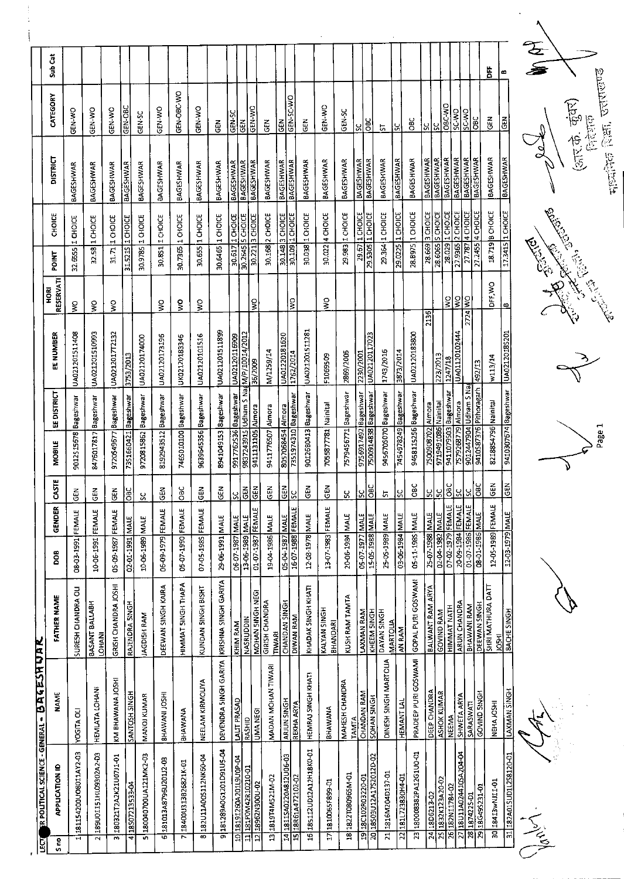LECTURER POLITICAL SCIENCE - GENERAL - BAGESHWAR

| S no | APPLICATION ID | NAME | FATHER NAME | DOB | GENDER | CASTE | MOBILE | EE DISTRICT | EE NUMBER | HORI RESERVATI | POINT | CHOICE | DISTRICT | CATEGORY | Sub Cat |
|---|---|---|---|---|---|---|---|---|---|---|---|---|---|---|---|
| 1 | 181154200U08011AY2-03 | YOGITA OLI | SURESH CHANDRA OLI | 08-03-1991 | FEMALE | GEN | 9012515678 | Bageshwar | UA02120151114O8 | WO | 32.6555 | 1 CHOICE | BAGESHWAR | GEN-WO | |
| 2 | 189U01151H1U09302A2-03 | HEMLATA LOHANI | BASANT BALLABH LOHANI | 10-06-1991 | FEMALE | GEN | 8476017817 | Bageshwar | UA02120151O993 | WO | 32.58 | 1 CHOICE | BAGESHWAR | GEN-WO | |
| 3 | 180321T2A2K21U07J1-01 | KM BHAWANA JOSHI | GRISH CHANDRA JOSHI | 05-09-1987 | FEMALE | GEN | 9720549677 | Bageshwar | UA0212017T2132 | WO | 31.71 | 1 CHOICE | BAGESHWAR | GEN-WO | |
| 4 | 18S0721533-04 | SANTOSH SINGH | RAJENDRA SINGH | 02-01-1991 | MALE | OBC | 7351660421 | Bageshwar | 3753/2013 | | 31.5215 | 1 CHOICE | BAGESHWAR | GEN-OBC | |
| 5 | 180040700UA121MK2-03 | MANOJ KUMAR | JAGDISH RAM | 10-06-1989 | MALE | SC | 9720815862 | Bageshwar | UA02120174000 | | 30.9785 | 1 CHOICE | BAGESHWAR | GEN-SC | |
| 6 | 181013A8796U2012-03 | BHAWANI JOSHI | DEEWAN SINGH KAIRA | 06-09-1979 | FEMALE | GEN | 8192943512 | Bageshwar | UA02120173196 | WO | 30.851 | 1 CHOICE | BAGESHWAR | GEN-WO | |
| 7 | 184000313826821K-01 | BHAWANA | HIMMAT SINGH THAPA | 05-07-1990 | FEMALE | OBC | 7465010100 | Bageshwar | UK02120183346 | WO | 30.7365 | 1 CHOICE | BAGESHWAR | GEN-OBC-WO | |
| 8 | 182U11A005112NK60-04 | NEELAM KIRMOLIYA | KUNDAN SINGH BISHT | 07-05-1985 | FEMALE | GEN | 9639645356 | Bageshwar | UA02120101516 | WO | 30.655 | 1 CHOICE | BAGESHWAR | GEN-WO | |
| 9 | 181289A0G1201D91U5-04 | DEVENDRA SINGH GARIYA | KRISHNA SINGH GARIYA | 29-06-1991 | MALE | GEN | 8941049153 | Bageshwar | UA021201511899 | | 30.6465 | 1 CHOICE | BAGESHWAR | GEN | |
| 10 | 18191290A2011L9U0P-04 | LALIT PRASAD | KHIM RAM | 06-07-1987 | MALE | SC | 9917762536 | Bageshwar | UA02120116909 | | 30.617 | 1 CHOICE | BAGESHWAR | GEN-SC | |
| 11 | 181P0M42R10210-01 | RASHID | NASRUDDIN | 13-06-1989 | MALE | GEN | 9837243915 | Udham S Nag | M/P/10014/2012 | | 30.2645 | 5 CHOICE | BAGESHWAR | GEN | |
| 12 | 18962N300U-02 | UMA NEGI | MOHAN SINGH NEGI | 01-07-1987 | FEMALE | GEN | 9411131105 | Almora | 36/2009 | WO | 30.221 | 3 CHOICE | BAGESHWAR | GEN-WO | |
| 13 | 1819T4M521M-02 | MADAN MOHAN TIWARI | GIRISH CHANDRA TIWARI | 19-04-1986 | MALE | GEN | 9411776507 | Almora | M/1259/14 | | 30.168 | 2 CHOICE | BAGESHWAR | GEN | |
| 14 | 1811SA0220A812U06-03 | ARJUN SINGH | CHANDAN SINGH | 05-04-1987 | MALE | GEN | 8057068454 | Almora | UA01220181620 | | 30.148 | 3 CHOICE | BAGESHWAR | GEN | |
| 15 | 18R61A472102-02 | REKHA ARYA | DIWAN RAM | 16-07-1988 | FEMALE | SC | 7351974310 | Bageshwar | 1762/2014 | WO | 30.109 | 1 CHOICE | BAGESHWAR | GEN-SC-WO | |
| 16 | 185112UD12A12H18K0-01 | HEMRAJ SINGH KHATI | KHADAK SINGH KHATI | 12-08-1978 | MALE | GEN | 9012580413 | Bageshwar | UA02120151281 | | 30.038 | 1 CHOICE | BAGESHWAR | GEN | |
| 17 | 18100651899-01 | BHAWANA | KALYAN SINGH BHANDARI | 13-07-1983 | FEMALE | GEN | 7055877781 | Nainital | F1069509 | WO | 30.022 | 4 CHOICE | BAGESHWAR | GEN-WO | |
| 18 | 18220808965M-01 | MAHESH CHANDRA TAMTA | KUSH RAM TAMTA | 20-06-1984 | MALE | SC | 7579456771 | Bageshwar | 2869/2005 | | 29.983 | 1 CHOICE | BAGESHWAR | GEN-SC | |
| 19 | 18C102R03220-01 | CHANDAN RAM | LAXMAN RAM | 05-07-1977 | MALE | SC | 9756917492 | Bageshwar | 2230/2001 | | 29.67 | 1 CHOICE | BAGESHWAR | SC | |
| 20 | 18503U12A1752012D-02 | SOHAN SINGH | KHEEM SINGH | 15-05-1988 | MALE | OBC | 7500914838 | Bageshwar | UA02120117023 | | 29.5305 | 1 CHOICE | BAGESHWAR | OBC | |
| 21 | 1816M204D137-01 | DINESH SINGH MARTOLIA | DAYAN SINGH MARTOLIA | 25-05-1989 | MALE | ST | 9456705070 | Bageshwar | 1743/2016 | | 29.364 | 1 CHOICE | BAGESHWAR | ST | |
| 22 | 181L723830H4-01 | HEMANT LAL | AN RAM | 03-06-1984 | MALE | SC | 7454978249 | Bageshwar | 3873/2014 | | 29.0225 | 1 CHOICE | BAGESHWAR | SC | |
| 23 | 180008382PA121G1U0-01 | PRADEEP PURI GOSWAMI | GOPAL PURI GOSWAMI | 05-11-1985 | MALE | OBC | 9458115256 | Bageshwar | UA02120183800 | | 28.8975 | 1 CHOICE | BAGESHWAR | OBC | |
| 24 | 18D6213-02 | DEEP CHANDRA | BALWANT RAM ARYA | 25-07-1988 | MALE | SC | 7500908702 | Almora | 2136 | | 28.669 | 3 CHOICE | BAGESHWAR | SC | |
| 25 | 1832K123A20-02 | ASHOK KUMAR | GOVIND RAM | 02-04-1982 | MALE | SC | 9719491086 | Nainital | 223/2013 | | 28.6065 | 5 CHOICE | BAGESHWAR | SC | |
| 26 | 182N11784-02 | NEEMA | HIMMAT NATH | 07-02-1979 | FEMALE | OBC | 9411079503 | Bageshwar | 1247/18 | WO | 28.029 | 1 CHOICE | BAGESHWAR | OBC-WO | |
| 27 | 18U11A0244105A204-04 | SHWETA ARYA | ARUN CHANDRA | 20-09-1984 | FEMALE | SC | 7579268779 | Almora | UA01120102444 | WO | 27.9365 | 2 CHOICE | BAGESHWAR | SC-WO | |
| 28 | 1874225-01 | SARASWATI | BHAWANI RAM | 01-07-1986 | FEMALE | SC | 9012447904 | Udham S Nag | 2724 | WO | 27.787 | 4 CHOICE | BAGESHWAR | SC-WO | |
| 29 | 18G495231-01 | GOVIND SINGH | DEEWAN SINGH | 08-01-1986 | MALE | OBC | 9410587376 | Pithoragarh | 492/13 | | 27.2455 | 4 CHOICE | BAGESHWAR | OBC | |
| 30 | 18413wNJI1-01 | NEHA JOSHI | SHRI MATHURA DATT JOSHI | 12-05-1989 | FEMALE | GEN | 8218854796 | Nainital | w113/14 | DFF,WO | 18.719 | 8 CHOICE | BAGESHWAR | GEN | DFF |
| 31 | 182A01SUD1L258120-01 | LAXMAN SINGH | BACHE SINGH | 12-03-1979 | MALE | GEN | 9410307674 | Bageshwar | UA02120185201 | B | 17.3415 | 1 CHOICE | BAGESHWAR | GEN | B |

(आर. के. कुंवर)
निदेशक
माध्यमिक शिक्षा, उत्तराखण्ड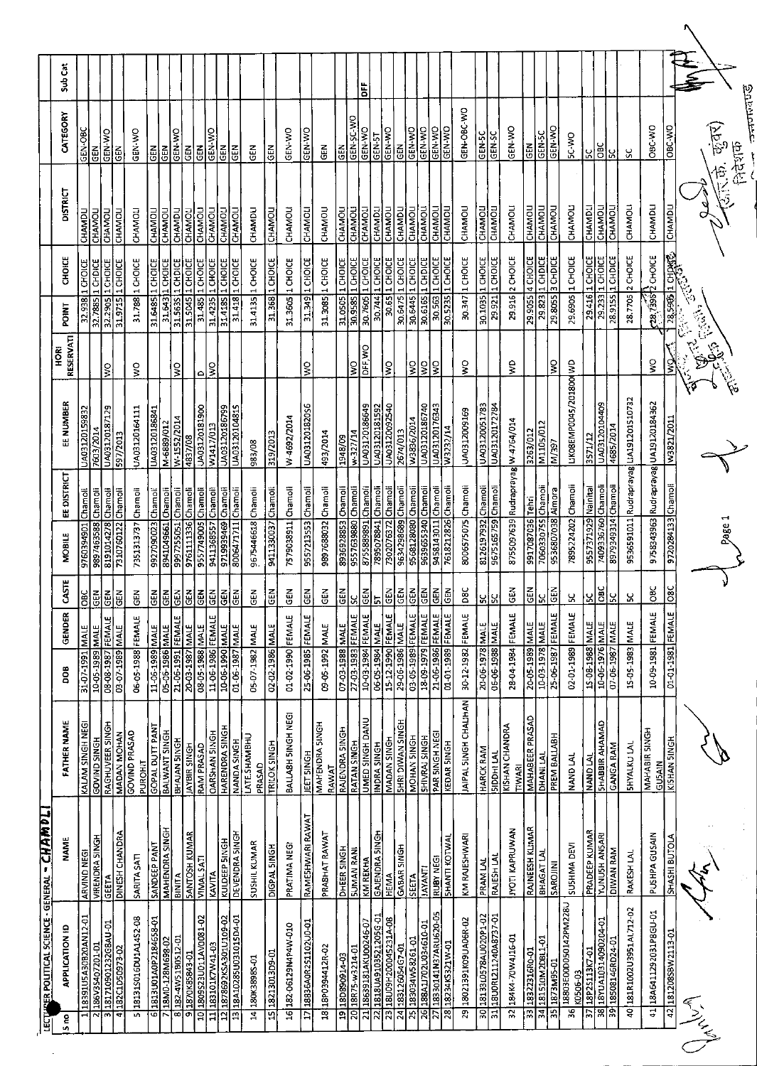LECTURER POLITICAL SCIENCE - GENERAL - CHAMOLI

| S no | APPLICATION ID | NAME | FATHER NAME | DOB | GENDER | CASTE | MOBILE | EE DISTRICT | EE NUMBER | HORI RESERVATI | POINT | CHOICE | DISTRICT | CATEGORY | Sub Cat |
|---|---|---|---|---|---|---|---|---|---|---|---|---|---|---|---|
| 1 | 18391U5A0B20AN12-01 | ARVIND NEGI | KALAM SINGH NEGI | 31-07-1991 | MALE | OBC | 9760394901 | Chamoli | UA03120159832 | | 32.938 | 1 CHOICE | CHAMOLI | GEN-OBC | |
| 2 | 186V3S40Z2O1-01 | VIRENDRA SINGH | GOVIND SINGH | 10-05-1989 | MALE | GEN | 9897463588 | Chamoli | 7603/2014 | | 32.7885 | 1 CHOICE | CHAMOLI | GEN | |
| 3 | 18171090123ZG8AU-01 | GEETA | RAGHUVEER SINGH | 08-08-1987 | FEMALE | GEN | 8191014278 | Chamoli | UA03120187129 | WO | 32.2905 | 1 CHOICE | CHAMOLI | GEN-WO | |
| 4 | 182C1D50973-02 | DINESH CHANDRA | MADAN MOHAN | 03-07-1989 | MALE | GEN | 7310760122 | Chamoli | 597/2013 | | 31.9715 | 1 CHOICE | CHAMOLI | GEN | |
| 5 | 18131S016DU1A14S2-08 | SARITA SATI | GOVIND PRASAD PUROHIT | 06-05-1988 | FEMALE | GEN | 7351313737 | Chamoli | UA03120164111 | WO | 31.788 | 1 CHOICE | CHAMOLI | GEN-WO | |
| 6 | 1813U01A0P2184658-01 | SANDEEP PANT | GOPAL DUTT PANT | 11-06-1989 | MALE | GEN | 9927090023 | Chamoli | UA03120186841 | | 31.6485 | 1 CHOICE | CHAMOLI | GEN | |
| 7 | 18MO-128N698-02 | MAHENDRA SINGH | BALWANT SINGH | 05-06-1986 | MALE | GEN | 8941049661 | Chamoli | M-6889/012 | | 31.5643 | 1 CHOICE | CHAMOLI | GEN | |
| 8 | 182-4W5190512-01 | BINITA | BHAJAN SINGH | 21-06-1991 | FEMALE | GEN | 9997255051 | Chamoli | W-1552/2014 | WO | 31.5635 | 1 CHOICE | CHAMOLI | GEN-WO | |
| 9 | 1870K95843-01 | SANTOSH KUMAR | JAYBIR SINGH | 20-03-1987 | MALE | GEN | 9761111336 | Chamoli | 4837/08 | | 31.5045 | 1 CHOICE | CHAMOLI | GEN | |
| 10 | 1809S23U011AV0081-02 | VIMAL SATI | RAM PRASAD | 08-05-1988 | MALE | GEN | 9557749005 | Chamoli | UA03120181900 | D | 31.485 | 1 CHOICE | CHAMOLI | GEN | |
| 11 | 183101K7W41-03 | KAVITA | DARSHAN SINGH | 11-06-1986 | FEMALE | GEN | 9411368557 | Chamoli | W1417/013 | WO | 31.4235 | 1 CHOICE | CHAMOLI | GEN-WO | |
| 12 | 1878692KSA301U109-02 | KULDEEP SINGH | HARENDRA SINGH | 10-06-1990 | MALE | GEN | 9719939469 | Chamoli | UA03120186799 | | 31.4185 | 1 CHOICE | CHAMOLI | GEN | |
| 13 | 18A10285U031015D4-01 | DEVENDRA SINGH | NANDA SINGH | 01-06-1987 | MALE | GEN | 8006471711 | Chamoli | UA03120104815 | | 31.418 | 1 CHOICE | CHAMOLI | GEN | |
| 14 | 180K3898S-01 | SUSHIL KUMAR | LATE SHAMBHU PRASAD | 05-07-1982 | MALE | GEN | 9675446618 | Chamoli | 983/08 | | 31.4135 | 1 CHOICE | CHAMOLI | GEN | |
| 15 | 1821301309-01 | DIGPAL SINGH | TRILOK SINGH | 02-02-1986 | MALE | GEN | 9411330037 | Chamoli | 319/2013 | | 31.368 | 1 CHOICE | CHAMOLI | GEN | |
| 16 | 182-06129N4P4W-010 | PRATIMA NEGI | BALLABH SINGH NEGI | 01-02-1990 | FEMALE | GEN | 7579038911 | Chamoli | W-4692/2014 | WO | 31.3605 | 1 CHOICE | CHAMOLI | GEN-WO | |
| 17 | 1883GA0R251102U0-01 | RAMESHWARI RAWAT | JEET SINGH | 25-06-1985 | FEMALE | GEN | 9557213553 | Chamoli | UA03120182056 | WO | 31.349 | 1 CHOICE | CHAMOLI | GEN-WO | |
| 18 | 18P0394412R-02 | PRABHAT RAWAT | MAHENDRA SINGH RAWAT | 09-05-1992 | MALE | GEN | 9897688032 | Chamoli | 493/2014 | | 31.3085 | 1 CHOICE | CHAMOLI | GEN | |
| 19 | 180890914-03 | DHEER SINGH | RAJENDRA SINGH | 07-03-1988 | MALE | GEN | 8936928853 | Chamoli | 1948/09 | | 31.0505 | 1 CHOICE | CHAMOLI | GEN | |
| 20 | 18R75-w3214-01 | SUMAN RANI | RATAN SINGH | 27-03-1983 | FEMALE | SC | 9557639880 | Chamoli | w-327/14 | WO | 30.9585 | 1 CHOICE | CHAMOLI | GEN-SC-WO | |
| 21 | 18639181AK1U00246-07 | KM REKHA | UMED SINGH DANU | 10-03-1984 | FEMALE | GEN | 8755889891 | Chamoli | UA03120186649 | DFF,WO | 30.7605 | 1 CHOICE | CHAMOLI | GEN-WO | DFF |
| 22 | 1818UA810352120SG-01 | GAJENDRA SINGH | INDRA SINGH | 06-05-1984 | MALE | ST | 7895078841 | Chamoli | UA03120181592 | | 30.744 | 1 CHOICE | CHAMOLI | GEN-ST | |
| 23 | 18U09H20004523A-08 | HEMA | MADAN SINGH | 15-12-1990 | FEMALE | GEN | 7302076372 | Chamoli | UA03120092540 | WO | 30.65 | 1 CHOICE | CHAMOLI | GEN-WO | |
| 24 | 18312604G7-01 | GABAR SINGH | SHRI DIWAN SINGH | 29-06-1986 | MALE | GEN | 9634298609 | Chamoli | 2674/013 | | 30.6475 | 1 CHOICE | CHAMOLI | GEN | |
| 25 | 183034W58261-01 | SEETA | MOHAN SINGH | 03-05-1989 | FEMALE | GEN | 9568128080 | Chamoli | W3836/2014 | WO | 30.6445 | 1 CHOICE | CHAMOLI | GEN-WO | |
| 26 | 188A1702U034610-01 | JAYANTI | SHIVRAJ SINGH | 18-09-1979 | FEMALE | GEN | 9639655340 | Chamoli | UA03120186740 | WO | 30.6165 | 1 CHOICE | CHAMOLI | GEN-WO | |
| 27 | 18330141N37ARU620-05 | RUBY NEGI | PAR SINGH NEGI | 21-06-1986 | FEMALE | GEN | 9458143011 | Chamoli | UA03120176343 | WO | 30.563 | 1 CHOICE | CHAMOLI | GEN-WO | |
| 28 | 18234KS321W-01 | SHANTI KOTWAL | KEDAR SINGH | 01-01-1989 | FEMALE | GEN | 7618212826 | Chamoli | W3232/14 | WO | 30.5235 | 1 CHOICE | CHAMOLI | GEN-WO | |
| 29 | 180213910K09UA06R-02 | KM RAJESHWARI | JAIPAL SINGH CHAUHAN | 30-12-1982 | FEMALE | OBC | 8006575075 | Chamoli | UA03120209169 | WO | 30.347 | 1 CHOICE | CHAMOLI | GEN-OBC-WO | |
| 30 | 181310578AU020P1-02 | PRAM LAL | HARCK RAM | 20-06-1978 | MALE | SC | 8126197932 | Chamoli | UA03120051783 | | 30.1035 | 1 CHOICE | CHAMOLI | GEN-SC | |
| 31 | 18U0RL211240A8737-01 | RAJESH LAL | SIDDHI LAL | 06-06-1988 | MALE | SC | 9675165759 | Chamoli | UA03120172784 | | 29.921 | 1 CHOICE | CHAMOLI | GEN-SC | |
| 32 | 184K4-70W4J16-01 | JYOTI KAPRUWAN | KISHAN CHANDRA TIWARI | 28-04-1984 | FEMALE | GEN | 8755097639 | Rudraprayag | W-4764/014 | WD | 29.916 | 2 CHOICE | CHAMOLI | GEN-WO | |
| 33 | 18322316R0-01 | RAJNEESH KUMAR | MAHABEER PRASAD | 20-05-1989 | MALE | GEN | 9917087036 | Tehri | 3263/012 | | 29.9055 | 4 CHOICE | CHAMOLI | GEN | |
| 34 | 181510M2D811-01 | BHAGAT LAL | DHANI LAL | 10-03-1978 | MALE | SC | 7060330755 | Chamoli | M1105/012 | | 29.823 | 1 CHOICE | CHAMOLI | GEN-SC | |
| 35 | 1873M95-01 | SAROJINI | PREM BALLABH | 25-06-1987 | FEMALE | GEN | 9536807038 | Almora | M/397 | WO | 29.8055 | 3 CHOICE | CHAMOLI | GEN-WO | |
| 36 | 18803E000050142PM228UK0506-03 | SUSHMA DEVI | NAND LAL | 02-01-1989 | FEMALE | SC | 7895224202 | Chamoli | UK08EMP0045/201800 | WD | 29.6905 | 1 CHOICE | CHAMOLI | SC-WO | |
| 37 | 18P25113K7-01 | PRADEEP KUMAR | NAND LAL | 15-08-1988 | MALE | SC | 9557371929 | Nainital | 3571/12 | | 29.416 | 1 CHOICE | CHAMOLI | SC | |
| 38 | 18YUA10314090204-01 | YUNUSH ANSARI | SHABBIR AHAMAD | 10-06-1976 | MALE | OBC | 7409336760 | Chamoli | UA03120104409 | | 29.233 | 1 CHOICE | CHAMOLI | OBC | |
| 39 | 18508146RD24-01 | DIWAN RAM | GANGA RAM | 07-06-1987 | MALE | SC | 8979349314 | Chamoli | 4685/2014 | | 28.9155 | 1 CHOICE | CHAMOLI | SC | |
| 40 | 181R1002U3951AL712-02 | RAKESH LAL | SHYALKU LAL | 15-05-1983 | MALE | SC | 9536591011 | Rudraprayag | UA19120151732 | | 28.7705 | 2 CHOICE | CHAMOLI | SC | |
| 41 | 18A6411292031P8GU-01 | PUSHPA GUSAIN | MAHABIR SINGH GUSAIN | 10-09-1981 | FEMALE | OBC | 9758343963 | Rudraprayag | UA19120184362 | WO | 28.7395 | 2 CHOICE | CHAMOLI | OBC-WO | |
| 42 | 181208S8W2113-01 | SHASHI BUTOLA | KISHAN SINGH | 01-01-1981 | FEMALE | OBC | 9720284133 | Chamoli | W3821/2011 | WO | 28.5905 | 1 CHOICE | CHAMOLI | OBC-WO | |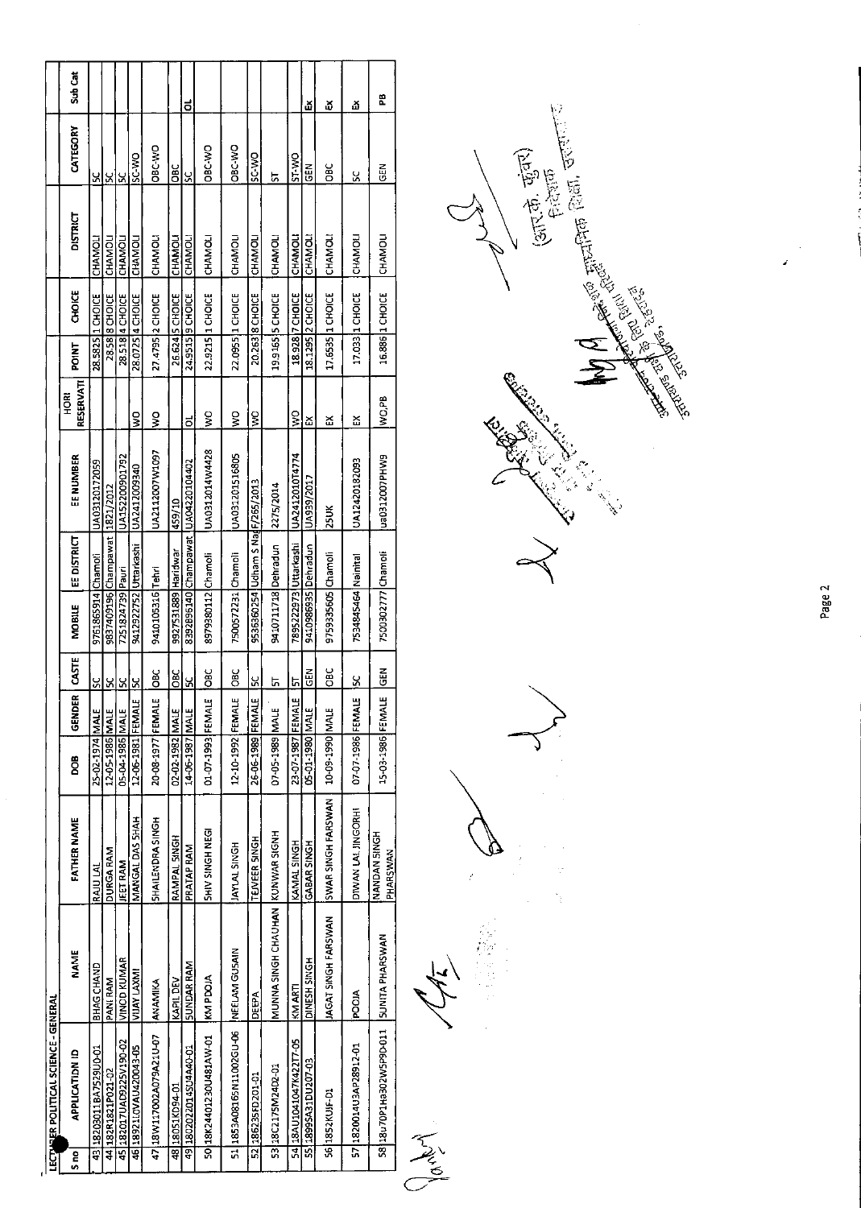LECTURER POLITICAL SCIENCE - GENERAL

| S no | APPLICATION ID | NAME | FATHER NAME | DOB | GENDER | CASTE | MOBILE | EE DISTRICT | EE NUMBER | HORI RESERVATI | POINT | CHOICE | DISTRICT | CATEGORY | Sub Cat |
|---|---|---|---|---|---|---|---|---|---|---|---|---|---|---|---|
| 43 | 18203011BA7529UD-01 | BHAG CHAND | RAJU LAL | 25-02-1974 | MALE | SC | 9761865914 | Chamoli | UA03120172059 | | 28.5825 | 1 CHOICE | CHAMOLI | SC | |
| 44 | 182R1821PO21-02 | PANI RAM | DURGA RAM | 12-05-1986 | MALE | SC | 9837409196 | Champawat | 1821/2012 | | 28.58 | 8 CHOICE | CHAMOLI | SC | |
| 45 | 182017UAO9225V190-02 | VINOD KUMAR | JEET RAM | 05-04-1986 | MALE | SC | 7251824739 | Pauri | UA15220090I792 | | 28.518 | 4 CHOICE | CHAMOLI | SC | |
| 46 | 18921L0VAU420043-05 | VIJAY LAXMI | MANGAL DAS SHAH | 12-06-1981 | FEMALE | SC | 9412922752 | Uttarkashi | UA2412009340 | WO | 28.0725 | 4 CHOICE | CHAMOLI | SC-WO | |
| 47 | 18W117002A079A21U-07 | ANAMIKA | SHAILENDRA SINGH | 20-08-1977 | FEMALE | OBC | 9410105316 | Tehri | UA2112007W1097 | WO | 27.4795 | 2 CHOICE | CHAMOLI | OBC-WO | |
| 48 | 180S1KD94-01 | KAPIL DEV | RAMPAL SINGH | 02-02-1982 | MALE | OBC | 9927531889 | Haridwar | 459/10 | | 26.624 | 5 CHOICE | CHAMOLI | OBC | |
| 49 | 18020220145U4A40-01 | SUNDAR RAM | PRATAP RAM | 14-06-1987 | MALE | SC | 8392896140 | Champawat | UA04220104402 | OL | 24.9515 | 9 CHOICE | CHAMOLI | SC | OL |
| 50 | 18K24401230U481AW-01 | KM POOJA | SHIV SINGH NEGI | 01-07-1993 | FEMALE | OBC | 8979380112 | Chamoli | UA03120I4W4428 | WO | 22.9215 | 1 CHOICE | CHAMOLI | OBC-WO | |
| 51 | 1853A08165N11002GU-06 | NEELAM GUSAIN | JAYLAL SINGH | 12-10-1992 | FEMALE | OBC | 7500572231 | Chamoli | UA03120151680S | WO | 22.0955 | 1 CHOICE | CHAMOLI | OBC-WO | |
| 52 | 18623SFD201-01 | DEEPA | TEJVEER SINGH | 26-06-1989 | FEMALE | SC | 9536360254 | Udham S Nagar | F/265/2013 | WO | 20.263 | 8 CHOICE | CHAMOLI | SC-WO | |
| 53 | 18C2175M24D2-01 | MUNNA SINGH CHAUHAN | KUNWAR SIGNH | 07-05-1989 | MALE | ST | 9410711718 | Dehradun | 2275/2014 | | 19.9165 | 5 CHOICE | CHAMOLI | ST | |
| 54 | 18AU1041047K422T7-05 | KM ARTI | KAMAL SINGH | 23-07-1987 | FEMALE | ST | 7895222973 | Uttarkashi | UA241201OT4774 | WO | 18.928 | 7 CHOICE | CHAMOLI | ST-WO | |
| 55 | 1899SA31DU207-03 | DINESH SINGH | GABAR SINGH | 05-01-1980 | MALE | GEN | 9410986935 | Dehradun | UA939/2017 | EX | 18.1295 | 2 CHOICE | CHAMOLI | GEN | Ex |
| 56 | 1852KUJF-01 | JAGAT SINGH FARSWAN | SWAR SINGH FARSWAN | 10-09-1990 | MALE | OBC | 9759335605 | Chamoli | 25UK | EX | 17.6535 | 1 CHOICE | CHAMOLI | OBC | Ex |
| 57 | 18200143AP28912-01 | POOJA | DIWAN LAL JINGORHI | 07-07-1986 | FEMALE | SC | 7534845464 | Nainital | UA12420182093 | EX | 17.033 | 1 CHOICE | CHAMOLI | SC | Ex |
| 58 | 18u70P1Ha302W5P9D-011 | SUNITA PHARSWAN | NANDAN SINGH PHARSWAN | 15-03-1986 | FEMALE | GEN | 7500302777 | Chamoli | ua0312007PHW9 | WO,PB | 16.886 | 1 CHOICE | CHAMOLI | GEN | PB |

(आर. के. कुंवर)
निदेशक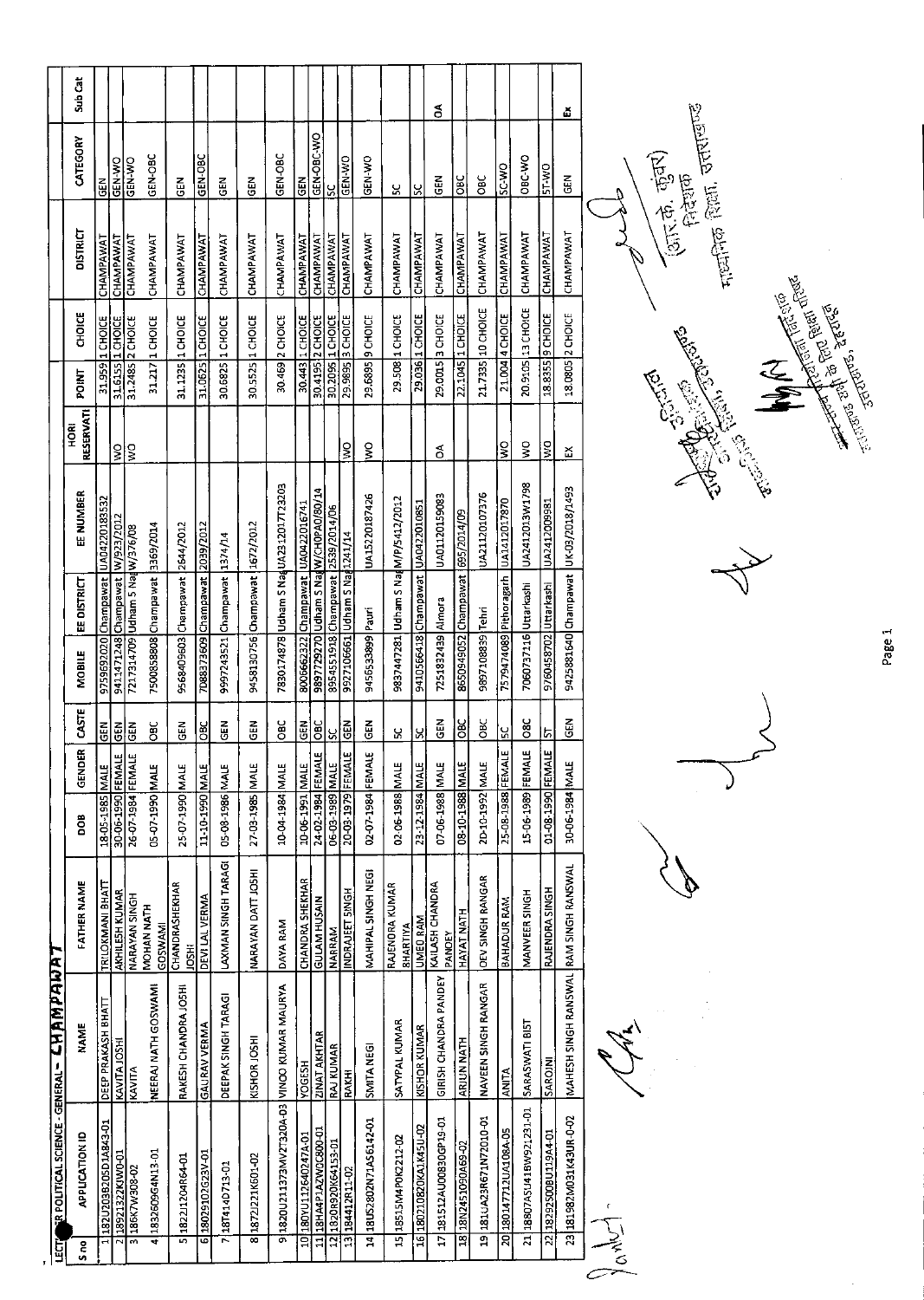LECTURER POLITICAL SCIENCE - GENERAL - CHAMPAWAT

| S no | APPLICATION ID | NAME | FATHER NAME | DOB | GENDER | CASTE | MOBILE | EE DISTRICT | EE NUMBER | HORI RESERVATI | POINT | CHOICE | DISTRICT | CATEGORY | Sub Cat |
|---|---|---|---|---|---|---|---|---|---|---|---|---|---|---|---|
| 1 | 182U203B205D1A843-01 | DEEP PRAKASH BHATT | TRILOKMANI BHATT | 18-05-1985 | MALE | GEN | 9759692020 | Champawat | UA0422018352 | | 31.9591 | 1 CHOICE | CHAMPAWAT | GEN | |
| 2 | 18921322K1W0-01 | KAVITA JOSHI | AKHILESH KUMAR | 30-06-1990 | FEMALE | GEN | 9411471248 | Champawat | W/923/2012 | WO | 31.6155 | 1 CHOICE | CHAMPAWAT | GEN-WO | |
| 3 | 186K7W308-02 | KAVITA | NARAYAN SINGH | 26-07-1984 | FEMALE | GEN | 7217314709 | Udham S Nag | W/376/08 | WO | 31.2485 | 2 CHOICE | CHAMPAWAT | GEN-WO | |
| 4 | 1832609G4N13-01 | NEERAJ NATH GOSWAMI | MOHAN NATH GOSWAMI | 05-07-1990 | MALE | OBC | 7500858808 | Champawat | 3369/2014 | | 31.217 | 1 CHOICE | CHAMPAWAT | GEN-OBC | |
| 5 | 18221204R64-01 | RAKESH CHANDRA JOSHI | CHANDRASHEKHAR JOSHI | 25-07-1990 | MALE | GEN | 9568409603 | Champawat | 2644/2012 | | 31.1235 | 1 CHOICE | CHAMPAWAT | GEN | |
| 6 | 18029102G23V-01 | GAURAV VERMA | DEVI LAL VERMA | 11-10-1990 | MALE | OBC | 7088373609 | Champawat | 2039/2012 | | 31.0625 | 1 CHOICE | CHAMPAWAT | GEN-OBC | |
| 7 | 18T414D713-01 | DEEPAK SINGH TARAGI | LAXMAN SINGH TARAGI | 05-08-1986 | MALE | GEN | 9997243521 | Champawat | 1374/14 | | 30.6825 | 1 CHOICE | CHAMPAWAT | GEN | |
| 8 | 18722221K601-02 | KISHOR JOSHI | NARAYAN DATT JOSHI | 27-03-1985 | MALE | GEN | 9458130756 | Champawat | 1672/2012 | | 30.5525 | 1 CHOICE | CHAMPAWAT | GEN | |
| 9 | 1820U211373MV2T320A-03 | VINOD KUMAR MAURYA | DAYA RAM | 10-04-1984 | MALE | OBC | 7830174878 | Udham S Nag | UA2312017T23203 | | 30.469 | 2 CHOICE | CHAMPAWAT | GEN-OBC | |
| 10 | 180YU1126402474-01 | YOGESH | CHANDRA SHEKHAR | 10-06-1991 | MALE | GEN | 8006662322 | Champawat | UA0422016741 | | 30.443 | 1 CHOICE | CHAMPAWAT | GEN | |
| 11 | 18HA4P1AZWOC800-01 | ZINAT AKHTAR | GULAM HUSAIN | 24-02-1984 | FEMALE | OBC | 9897729270 | Udham S Nag | W/CHOPA0/80/14 | | 30.4195 | 2 CHOICE | CHAMPAWAT | GEN-OBC-WO | |
| 12 | 1820R920K64153-01 | RAJ KUMAR | NARRAM | 06-03-1989 | MALE | SC | 8954551918 | Champawat | 2539/2014/06 | | 30.2095 | 1 CHOICE | CHAMPAWAT | SC | |
| 13 | 184412R11-02 | RAKHI | INDRAJEET SINGH | 20-03-1979 | FEMALE | GEN | 9927106661 | Udham S Nag | 1241/14 | WO | 29.9895 | 3 CHOICE | CHAMPAWAT | GEN-WO | |
| 14 | 18US2802N71AS6142-01 | SMITA NEGI | MAHIPAL SINGH NEGI | 02-07-1988 | FEMALE | GEN | 9456533899 | Pauri | UA1522018742б | WO | 29.6895 | 9 CHOICE | CHAMPAWAT | GEN-WO | |
| 15 | 18515M4P0K2212-02 | SATYPAL KUMAR | RAJENDRA KUMAR BHARTIYA | 02-06-1988 | MALE | SC | 9837447281 | Udham S Nag | M/P/5412/2012 | | 29.508 | 1 CHOICE | CHAMPAWAT | SC | |
| 16 | 180210820KA1K45U-02 | KISHOR KUMAR | UMED RAM | 23-12-1984 | MALE | SC | 9410566418 | Champawat | UA0422010851 | | 29.036 | 1 CHOICE | CHAMPAWAT | SC | |
| 17 | 181512AU00830GP19-01 | GIRISH CHANDRA PANDEY | KAILASH CHANDRA PANDEY | 07-06-1988 | MALE | GEN | 7251832439 | Almora | UA01120159083 | OA | 29.0015 | 3 CHOICE | CHAMPAWAT | GEN | OA |
| 18 | 18N2451090A69-02 | ARJUN NATH | HAYAT NATH | 08-10-1988 | MALE | OBC | 8650949052 | Champawat | 695/2014/09 | | 22.1045 | 1 CHOICE | CHAMPAWAT | OBC | |
| 19 | 181UA23R671N72010-01 | NAVEEN SINGH RANGAR | DEV SINGH RANGAR | 20-10-1992 | MALE | OBC | 9897108839 | Tehri | UA21120107376 | | 21.7335 | 10 CHOICE | CHAMPAWAT | OBC | |
| 20 | 180147712UA108A-05 | ANITA | BAHADUR RAM | 25-08-1988 | FEMALE | SC | 7579474089 | Pithoragarh | UA1412017870 | WO | 21.004 | 4 CHOICE | CHAMPAWAT | SC-WO | |
| 21 | 18807ASU418W921231-01 | SARASWATI BIST | MANVEER SINGH | 15-06-1989 | FEMALE | OBC | 7060737116 | Uttarkashi | UA2412013W1798 | WO | 20.9105 | 13 CHOICE | CHAMPAWAT | OBC-WO | |
| 22 | 18292S00BU119A4-01 | SAROJNI | RAJENDRA SINGH | 01-08-1990 | FEMALE | ST | 9760458702 | Uttarkashi | UA2412009981 | WO | 18.8355 | 9 CHOICE | CHAMPAWAT | ST-WO | |
| 23 | 181982M031K43UR-0-02 | MAHESH SINGH RANSWAL | RAM SINGH RANSWAL | 30-06-1984 | MALE | GEN | 9425881640 | Champawat | UK-03/2018/1493 | EX | 18.0805 | 2 CHOICE | CHAMPAWAT | GEN | EX |

(आर. के. कुंवर)
निदेशक
माध्यमिक शिक्षा, उत्तराखण्ड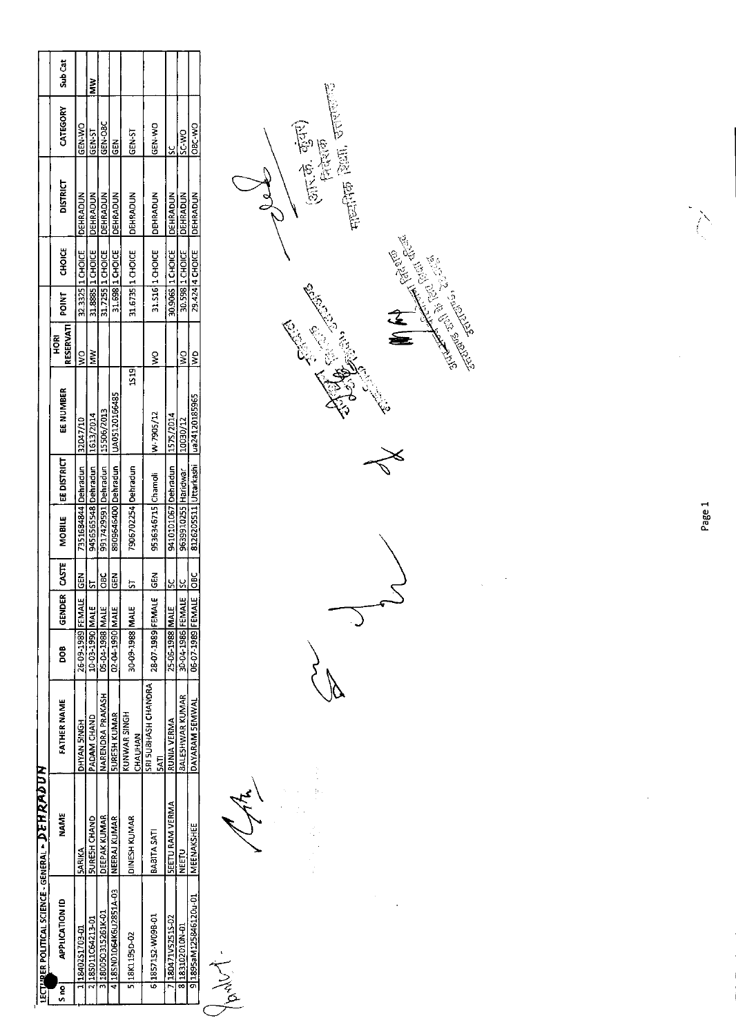LECTURER POLITICAL SCIENCE - GENERAL - DEHRADUN

| S no | APPLICATION ID | NAME | FATHER NAME | DOB | GENDER | CASTE | MOBILE | EE DISTRICT | EE NUMBER | HORI RESERVATI | POINT | CHOICE | DISTRICT | CATEGORY | Sub Cat |
|---|---|---|---|---|---|---|---|---|---|---|---|---|---|---|---|
| 1 | 18402S1703-01 | SARIKA | DHYAN SINGH | 26-09-1989 | FEMALE | GEN | 7351684844 | Dehradun | 32047/10 | WO | 32.3325 | 1 CHOICE | DEHRADUN | GEN-WO | |
| 2 | 18S011C64213-01 | SURESH CHAND | PADAM CHAND | 10-03-1990 | MALE | ST | 9456565548 | Dehradun | 1613/2014 | MW | 31.8885 | 1 CHOICE | DEHRADUN | GEN-ST | MW |
| 3 | 18005O315261K-01 | DEEPAK KUMAR | NARENDRA PRAKASH | 05-04-1988 | MALE | OBC | 9917429591 | Dehradun | 15506/2013 | | 31.7255 | 1 CHOICE | DEHRADUN | GEN-OBC | |
| 4 | 18SN01064K6U2851A-03 | NEERAJ KUMAR | SURESH KUMAR | 02-04-1990 | MALE | GEN | 8909646400 | Dehradun | UA05120166485 | | 31.698 | 1 CHOICE | DEHRADUN | GEN | |
| 5 | 18K1195D-02 | DINESH KUMAR | KUNWAR SINGH CHAUHAN | 30-09-1988 | MALE | ST | 7906702254 | Dehradun | 1519 | | 31.6735 | 1 CHOICE | DEHRADUN | GEN-ST | |
| 6 | 1857152-W09B-01 | BABITA SATI | SRI SUBHASH CHANDRA SATI | 28-07-1989 | FEMALE | GEN | 9536346715 | Chamoli | W-7905/12 | WO | 31.516 | 1 CHOICE | DEHRADUN | GEN-WO | |
| 7 | 180471V5251S-02 | SEETU RAM VERMA | RUNIA VERMA | 25-06-1988 | MALE | SC | 9410101067 | Dehradun | 1575/2014 | | 30.9065 | 1 CHOICE | DEHRADUN | SC | |
| 8 | 183102010N-01 | NEETU | BALESHWAR KUMAR | 30-04-1986 | FEMALE | SC | 9639910255 | Haridwar | 10030/12 | WO | 30.598 | 1 CHOICE | DEHRADUN | SC-WO | |
| 9 | 1895aM125846120u-01 | MEENAKSHEE | DAYARAM SEMWAL | 06-07-1989 | FEMALE | OBC | 8126205511 | Uttarkashi | ua24120185965 | WO | 29.424 | 4 CHOICE | DEHRADUN | OBC-WO | |

(आर. के. कुंवर)
निदेशक
माध्यमिक शिक्षा, उत्तराखण्ड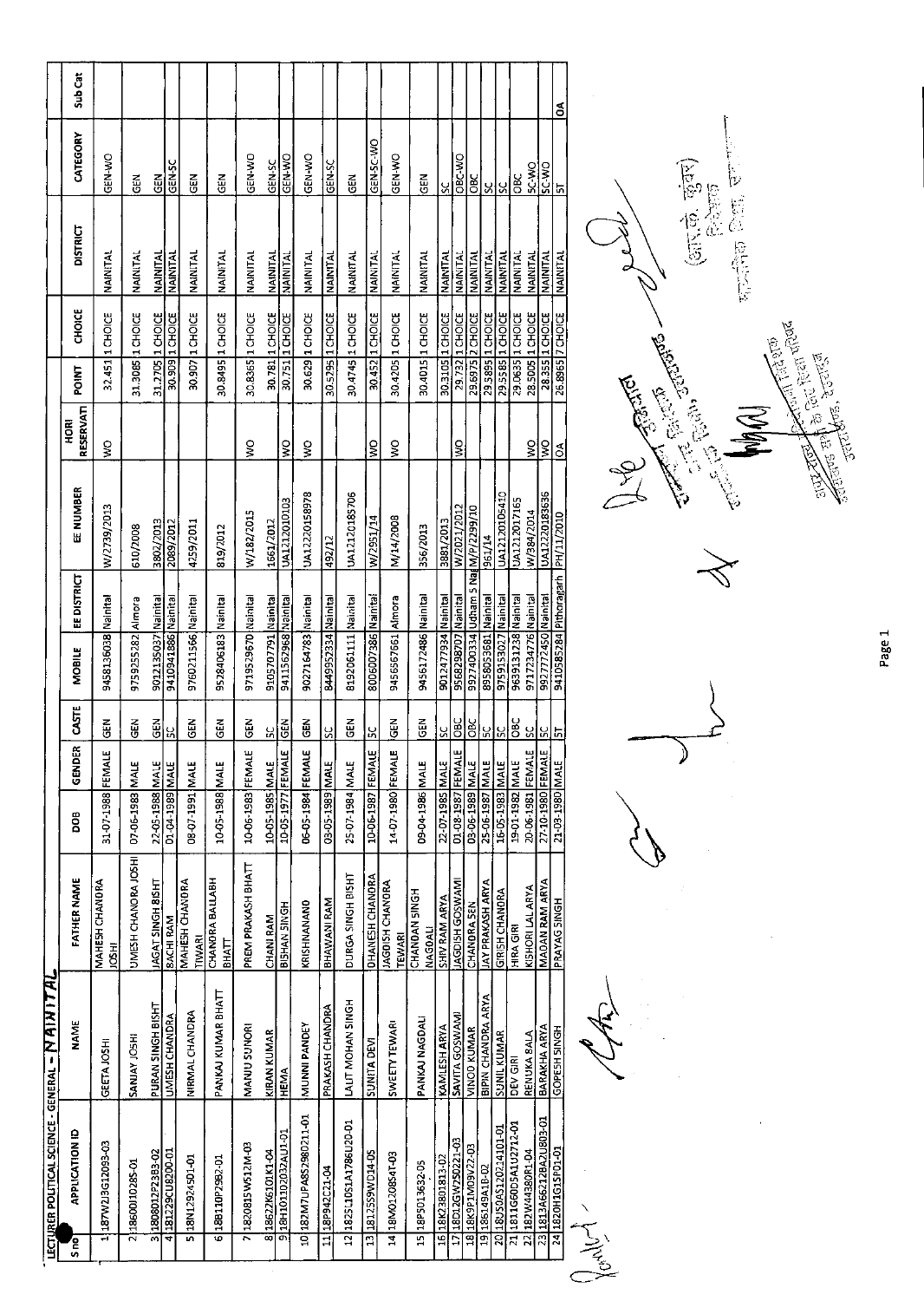LECTURER POLITICAL SCIENCE - GENERAL - NAINITAL

| S no | APPLICATION ID | NAME | FATHER NAME | DOB | GENDER | CASTE | MOBILE | EE DISTRICT | EE NUMBER | HORI RESERVATI | POINT | CHOICE | DISTRICT | CATEGORY | Sub Cat |
|---|---|---|---|---|---|---|---|---|---|---|---|---|---|---|---|
| 1 | 187W2J3G12093-03 | GEETA JOSHI | MAHESH CHANDRA JOSHI | 31-07-1988 | FEMALE | GEN | 9458136038 | Nainital | W/2739/2013 | WO | 32.451 | 1 CHOICE | NAINITAL | GEN-WO | |
| 2 | 18600J10285-01 | SANJAY JOSHI | UMESH CHANDRA JOSHI | 07-06-1988 | MALE | GEN | 9759255282 | Almora | 610/2008 | | 31.3085 | 1 CHOICE | NAINITAL | GEN | |
| 3 | 1808012P2383-02 | PURAN SINGH BISHT | JAGAT SINGH BISHT | 22-05-1988 | MALE | GEN | 9012135037 | Nainital | 3802/2013 | | 31.2705 | 1 CHOICE | NAINITAL | GEN | |
| 4 | 181229CU8200-01 | UMESH CHANDRA | BACHI RAM | 01-04-1989 | MALE | SC | 9410941886 | Nainital | 2089/2012 | | 30.909 | 1 CHOICE | NAINITAL | GEN-SC | |
| 5 | 18N12924501-01 | NIRMAL CHANDRA | MAHESH CHANDRA TIWARI | 08-07-1991 | MALE | GEN | 9760211566 | Nainital | 4259/2011 | | 30.907 | 1 CHOICE | NAINITAL | GEN | |
| 6 | 188110P2982-01 | PANKAJ KUMAR BHATT | CHANDRA BALLABH BHATT | 10-05-1988 | MALE | GEN | 9528406183 | Nainital | 819/2012 | | 30.8495 | 1 CHOICE | NAINITAL | GEN | |
| 7 | 182081SW512M-03 | MANJU SUYORI | PREM PRAKASH BHATT | 10-06-1983 | FEMALE | GEN | 9719529670 | Nainital | W/182/2015 | WO | 30.8365 | 1 CHOICE | NAINITAL | GEN-WO | |
| 8 | 18622K6101K1-04 | KIRAN KUMAR | CHANI RAM | 10-05-1985 | MALE | SC | 9105707791 | Nainital | 1661/2012 | | 30.781 | 1 CHOICE | NAINITAL | GEN-SC | |
| 9 | 18H10110203 2AU1-01 | HEMA | BISHAN SINGH | 10-05-1977 | FEMALE | GEN | 9411562968 | Nainital | UA1212010103 | WO | 30.751 | 1 CHOICE | NAINITAL | GEN-WO | |
| 10 | 182M7UPA852980211-01 | MUNNI PANDEY | KRISHNANAND | 06-05-1984 | FEMALE | GEN | 9027164783 | Nainital | UA1222015897​8 | WO | 30.629 | 1 CHOICE | NAINITAL | GEN-WO | |
| 11 | 18P942C21-04 | PRAKASH CHANDRA | BHAWANI RAM | 03-05-1989 | MALE | SC | 8449952334 | Nainital | 492/12 | | 30.5295 | 1 CHOICE | NAINITAL | GEN-SC | |
| 12 | 182511051A1786U20-01 | LALIT MOHAN SINGH | DURGA SINGH BISHT | 25-07-1984 | MALE | GEN | 8192061111 | Nainital | UA1212018S706 | | 30.4745 | 1 CHOICE | NAINITAL | GEN | |
| 13 | 1812559W1D14-05 | SUNITA DEVI | DHANESH CHANDRA | 10-06-1987 | FEMALE | SC | 8006007386 | Nainital | W/2951/14 | WO | 30.452 | 1 CHOICE | NAINITAL | GEN-SC-WO | |
| 14 | 18M0120854T-03 | SWEETY TEWARI | JAGDISH CHANDRA TEWARI | 14-07-1980 | FEMALE | GEN | 9456567661 | Almora | M/14/2008 | WO | 30.4205 | 1 CHOICE | NAINITAL | GEN-WO | |
| 15 | 18P5013632-05 | PANKAJ NAGDALI | CHANDAN SINGH NAGDALI | 09-04-1986 | MALE | GEN | 9456172486 | Nainital | 356/2013 | | 30.4015 | 1 CHOICE | NAINITAL | GEN | |
| 16 | 18K23801813-02 | KAMLESH ARYA | SHIV RAM ARYA | 22-07-1985 | MALE | SC | 9012477934 | Nainital | 3881/2013 | | 30.3105 | 1 CHOICE | NAINITAL | SC | |
| 17 | 18D12GW250221-03 | SAVITA GOSWAMI | JAGDISH GOSWAMI | 01-08-1987 | FEMALE | OBC | 9568298707 | Nainital | W/2021/2012 | WO | 29.732 | 1 CHOICE | NAINITAL | OBC-WO | |
| 18 | 18K9P1M09V22-03 | VINOD KUMAR | CHANDRA SEN | 03-06-1989 | MALE | OBC | 9927400334 | Udham S Nal | M/P/2299/10 | | 29.6975 | 2 CHOICE | NAINITAL | OBC | |
| 19 | 186149A1B-02 | BIPIN CHANDRA ARYA | JAY PRAKASH ARYA | 25-06-1987 | MALE | SC | 8958053681 | Nainital | 961/14 | | 29.5895 | 1 CHOICE | NAINITAL | SC | |
| 20 | 18U50A512024101-01 | SUNIL KUMAR | GIRISH CHANDRA | 16-05-1983 | MALE | SC | 9759153027 | Nainital | UA1212010541​0 | | 29.5585 | 1 CHOICE | NAINITAL | SC | |
| 21 | 1811G60D5A1U2712-01 | DEV GIRI | HIRA GIRI | 19-01-1982 | MALE | OBC | 9639131238 | Nainital | UA1212017165 | | 29.0635 | 1 CHOICE | NAINITAL | OBC | |
| 22 | 182W44380R1-04 | RENUKA BALA | KISHORI LAL ARYA | 20-06-1981 | FEMALE | SC | 9717234776 | Nainital | W/384/2014 | WO | 28.5005 | 1 CHOICE | NAINITAL | SC-WO | |
| 23 | 1813A66212BA2U803-01 | BARAKHA ARYA | MADAN RAM ARYA | 27-10-1980 | FEMALE | SC | 9927772450 | Nainital | UA1222018363​6 | WO | 28.355 | 1 CHOICE | NAINITAL | SC-WO | |
| 24 | 1820H1G15P01-01 | GOPESH SINGH | PRAYAG SINGH | 21-09-1980 | MALE | ST | 9410585284 | Pithoragarh | PH/11/2010 | OA | 26.8965 | 7 CHOICE | NAINITAL | ST | OA |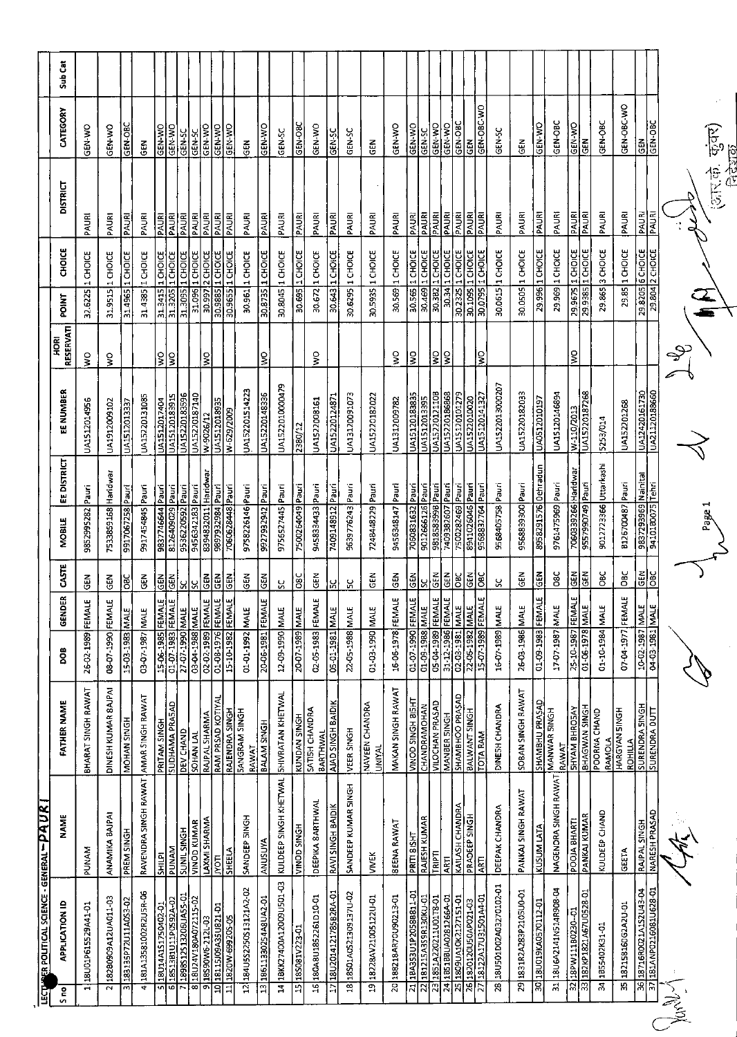LECTURER POLITICAL SCIENCE - GENERAL - PAURI

| S no | APPLICATION ID | NAME | FATHER NAME | DOB | GENDER | CASTE | MOBILE | EE DISTRICT | EE NUMBER | HORI RESERVATI | POINT | CHOICE | DISTRICT | CATEGORY | Sub Cat |
|---|---|---|---|---|---|---|---|---|---|---|---|---|---|---|---|
| 1 | 18U01P615529A41-01 | PUNAM | BHARAT SINGH RAWAT | 26-02-1989 | FEMALE | GEN | 9852995282 | Pauri | UA1512014956 | WO | 32.6225 | 1 CHOICE | PAURI | GEN-WO | |
| 2 | 18280909A12UA011-03 | ANAMIKA BAJPAI | DINESH KUMAR BAJPAI | 08-07-1990 | FEMALE | GEN | 7533859168 | Haridwar | UA1912009102 | WO | 31.9515 | 1 CHOICE | PAURI | GEN-WO | |
| 3 | 18335P72U11A0S3-02 | PREM SINGH | MOHAN SINGH | 15-03-1983 | MALE | OBC | 9917067258 | Pauri | UA1512013337 | | 31.4965 | 1 CHOICE | PAURI | GEN-OBC | |
| 4 | 181A1358J002R2U5R-06 | RAVENDRA SINGH RAWAT | AMAR SINGH RAWAT | 03-07-1987 | MALE | GEN | 9917454845 | Pauri | UA15220131085 | | 31.4385 | 1 CHOICE | PAURI | GEN | |
| 5 | 18U14A1S1750402-01 | SHILPI | PRITAM SINGH | 15-06-1985 | FEMALE | GEN | 9837746644 | Pauri | UA1512017404 | WO | 31.3415 | 1 CHOICE | PAURI | GEN-WO | |
| 6 | 18513B1U11P2592A-02 | PUNAM | SUDHAMA PRASAD | 01-07-1983 | FEMALE | GEN | 8126409029 | Pauri | UA1512018 3915 | WO | 31.3205 | 1 CHOICE | PAURI | GEN-WO | |
| 7 | 1998S1251320GUA55-01 | SUNIL SINGH | DEV CHAND | 27-07-1990 | MALE | SC | 9536220592 | Pauri | UA15220183596 | | 31.3095 | 1 CHOICE | PAURI | GEN-SC | |
| 8 | 18U24V180A072115-02 | VINOD KUMAR | SOHAN LAL | 03-04-1988 | MALE | SC | 9456342183 | Pauri | UA15220187140 | | 31.096 | 1 CHOICE | PAURI | GEN-SC | |
| 9 | 18S90W6-212L-03 | LAXMI SHARMA | RAJPAL SHARMA | 02-02-1989 | FEMALE | GEN | 8394832011 | Haridwar | W-9026/12 | WO | 30.9972 | 2 CHOICE | PAURI | GEN-WO | |
| 10 | 18115J09A35U821-01 | JYOTI | RAM PRSAD KOTIYAL | 01-08-1976 | FEMALE | GEN | 9897932984 | Pauri | UA1512018935 | | 30.9885 | 1 CHOICE | PAURI | GEN-WO | |
| 11 | 1820W-69920S-05 | SHEELA | RAJENDRA SINGH | 15-10-1982 | FEMALE | GEN | 7060628448 | Pauri | W-629/2009 | | 30.9655 | 1 CHOICE | PAURI | GEN-WO | |
| 12 | 184U5S2250S13121A2-02 | SANDEEP SINGH | SANGRAM SINGH RAWAT | 01-01-1992 | MALE | GEN | 9758226146 | Pauri | UA15220151422 3 | | 30.961 | 1 CHOICE | PAURI | GEN | |
| 13 | 18611330254A8UA2-01 | ANUSUYA | BALAM SINGH | 20-06-1981 | FEMALE | GEN | 9927992942 | Pauri | UA15220148336 | WO | 30.8735 | 1 CHOICE | PAURI | GEN-WO | |
| 14 | 18KK27400A12009U501-03 | KULDEEP SINGH KHETWAL | SHIVRATAN KHETWAL | 12-09-1990 | MALE | SC | 9756527445 | Pauri | UA1522010000479 | | 30.8045 | 1 CHOICE | PAURI | GEN-SC | |
| 15 | 18S081V223-01 | VINOD SINGH | KUNDAN SINGH | 20-07-1989 | MALE | OBC | 7500264049 | Pauri | 2380/12 | | 30.695 | 1 CHOICE | PAURI | GEN-OBC | |
| 16 | 18OA8U1852261D10-01 | DEEPIKA BARTHWAL | SATISH CHANDRA BARTHWAL | 02-05-1983 | FEMALE | GEN | 9458334433 | Pauri | UA15220081 61 | WO | 30.672 | 1 CHOICE | PAURI | GEN-WO | |
| 17 | 18U2014121785B28A-01 | RAVI SINGH BAIDIK | AJAD SINGH BAIDIK | 05-01-1981 | MALE | SC | 7409148912 | Pauri | UA15220124871 | | 30.643 | 1 CHOICE | PAURI | GEN-SC | |
| 18 | 18S01A0S213091370-02 | SANDEEP KUMAR SINGH | VEER SINGH | 22-05-1988 | MALE | SC | 9639776243 | Pauri | UA1312009 1073 | | 30.6295 | 1 CHOICE | PAURI | GEN-SC | |
| 19 | 18228AV210051220-01 | VIVEK | NAVEEN CHANDRA UNIYAL | 01-03-1990 | MALE | GEN | 7248448229 | Pauri | UA1522018 2022 | | 30.5935 | 1 CHOICE | PAURI | GEN | |
| 20 | 188218AR7009213-01 | BEENA RAWAT | MAKAN SINGH RAWAT | 16-06-1978 | FEMALE | GEN | 9456348147 | Pauri | UA1312009782 | WO | 30.569 | 1 CHOICE | PAURI | GEN-WO | |
| 21 | 18A353U1P20588B11-01 | PRITI BISHT | VINOD SINGH BISHT | 01-07-1990 | FEMALE | GEN | 7060831632 | Pauri | UA1512018 3835 | WO | 30.565 | 1 CHOICE | PAURI | GEN-WO | |
| 22 | 181215A359R130KU-01 | RAJESH KUMAR | CHANDRAMOHAN | 01-09-1988 | MALE | SC | 9012666126 | Pauri | UA1512013395 | | 30.469 | 1 CHOICE | PAURI | GEN-SC | |
| 23 | 1851A22021U01T8-01 | TRIPTI | VILOCHAN PRASAD | 05-04-1989 | FEMALE | GEN | 9818583998 | Pauri | UA1522012110 8 | WO | 30.382 | 1 CHOICE | PAURI | GEN-WO | |
| 24 | 18518BUA02812 66A-01 | ARTI | MANBER SINGH | 31-12-1986 | FEMALE | GEN | 7409382607 | Pauri | UA15220186868 | WO | 30.34 | 1 CHOICE | PAURI | GEN-WO | |
| 25 | 18O9UA10K217151-01 | KAILASH CHANDRA | SHAMBHOO PRASAD | 02-03-1981 | MALE | OBC | 7500282469 | Pauri | UA1512010 1279 | | 30.2325 | 1 CHOICE | PAURI | GEN-OBC | |
| 26 | 18201200U50AP021-03 | PRADEEP SINGH | BALWANT SINGH | 22-06-1982 | MALE | GEN | 8941026046 | Pauri | UA1522010020 | | 30.1095 | 1 CHOICE | PAURI | GEN | |
| 27 | 18122A17U31501A4-01 | ARTI | TOTA RAM | 15-07-1989 | FEMALE | OBC | 9568832764 | Pauri | UA15220141327 | WO | 30.0795 | 1 CHOICE | PAURI | GEN-OBC-WO | |
| 28 | 18U501002A0327D102-01 | DEEPAK CHANDRA | DINESH CHANDRA | 16-07-1989 | MALE | SC | 9568405758 | Pauri | UA15220130002 07 | | 30.0615 | 1 CHOICE | PAURI | GEN-SC | |
| 29 | 1831R2A283P2105U0-01 | PANKAJ SINGH RAWAT | SOBAN SINGH RAWAT | 26-03-1986 | MALE | GEN | 9568889300 | Pauri | UA15220182033 | | 30.0505 | 1 CHOICE | PAURI | GEN | |
| 30 | 18U019KA0570112-01 | KUSUM LATA | SHAMBHU PRASAD | 01-09-1983 | FEMALE | GEN | 8958291576 | Dehradun | UA0512010197 | | 29.996 | 1 CHOICE | PAURI | GEN-WO | |
| 31 | 18U6A2141N514R908-04 | NAGENDRA SINGH RAWAT | MANWAR SINGH RAWAT | 17-07-1987 | MALE | OBC | 9761475969 | Pauri | UA15120146894 | | 29.969 | 1 CHOICE | PAURI | GEN-OBC | |
| 32 | 18PW11180230--01 | POOJA BHARTI | SHYAM BHROSAY | 25-10-1987 | FEMALE | GEN | 7060339266 | Haridwar | W-110/2013 | WO | 29.9675 | 1 CHOICE | PAURI | GEN-WO | |
| 33 | 182KP1821A67U0528-01 | PANKAJ KUMAR | BHAGWAN SINGH | 01-06-1978 | MALE | GEN | 9557990749 | Pauri | UA15220187268 | | 29.9385 | 1 CHOICE | PAURI | GEN | |
| 34 | 1855402K31-01 | KULDEEP CHAND | POORNA CHAND RAMOLA | 01-10-1984 | MALE | OBC | 9012723366 | Uttarkashi | 5253/014 | | 29.865 | 3 CHOICE | PAURI | GEN-OBC | |
| 35 | 18215816OG2A2U-01 | GEETA | HARGYAN SINGH ROHILLA | 07-04-1977 | FEMALE | OBC | 8126700487 | Pauri | UA152201268 | | 29.85 | 1 CHOICE | PAURI | GEN-OBC-WO | |
| 36 | 18716R0021A1S2U43-04 | RAJPAL SINGH | SURENDRA SINGH | 10-02-1987 | MALE | GEN | 9837293969 | Nainital | UA12420161730 | | 29.8205 | 6 CHOICE | PAURI | GEN | |
| 37 | 181ANP0216081U628-01 | NARESH PRASAD | SURENDRA DUTT | 04-03-1981 | MALE | OBC | 9410180075 | Tehri | UA21120188660 | | 29.804 | 2 CHOICE | PAURI | GEN-OBC | |

(आर.के. कुंवर)
निदेशक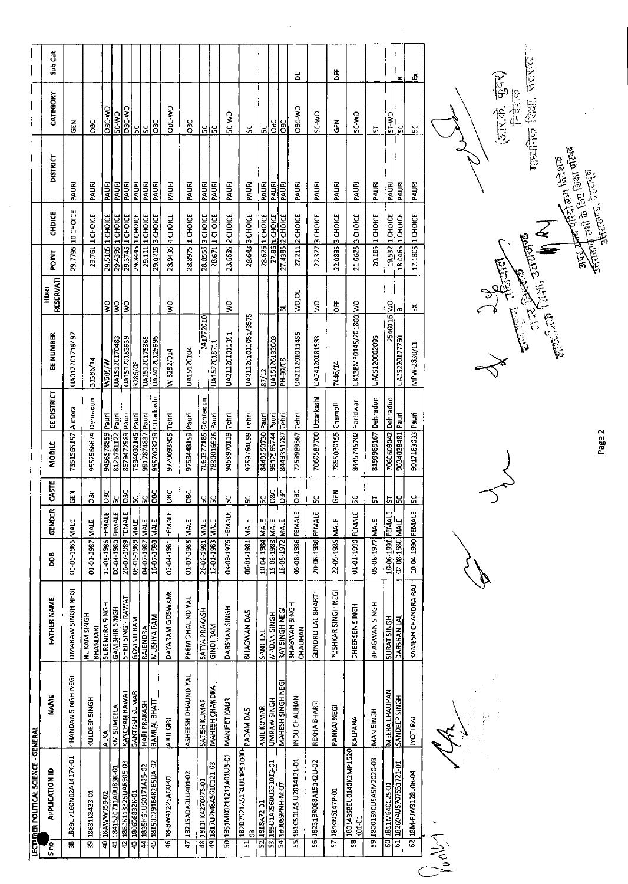## LECTURER POLITICAL SCIENCE - GENERAL

| S no | APPLICATION ID | NAME | FATHER NAME | DOB | GENDER | CASTE | MOBILE | EE DISTRICT | EE NUMBER | HDRI RESERVATI | POINT | CHOICE | DISTRICT | CATEGORY | Sub Cat |
|---|---|---|---|---|---|---|---|---|---|---|---|---|---|---|---|
| 38 | 1829U7160N02A1417C-01 | CHANDAN SINGH NEGI | UMARAW SINGH NEGI | 01-06-1986 | MALE | GEN | 7351565157 | Almora | UA012201716497 | | 29.7795 | 10 CHOICE | PAURI | GEN | |
| 39 | 1863168433-01 | KULDEEP SINGH | HUKAM SINGH BHANDARI | 01-01-1987 | MALE | OBC | 9557966674 | Dehradun | 33386/14 | | 29.761 | 1 CHOICE | PAURI | OBC | |
| 40 | 18AWW059-02 | ALKA | SURENDRA SINGH | 11-05-1986 | FEMALE | OBC | 9456578859 | Pauri | W305/W | WO | 29.5105 | 1 CHOICE | PAURI | OBC-WO | |
| 41 | 1841520711A0U83K-01 | KM SUMEELA | GAMBHIR SINGH | 01-04-1980 | FEMALE | SC | 8126781122 | Pauri | UA15120170483 | WO | 29.4395 | 1 CHOICE | PAURI | SC-WO | |
| 42 | 1881K113326UAR505-03 | KANCHAN RAWAT | SHER SINGH RAWAT | 26-07-1989 | FEMALE | OBC | 8979472989 | Pauri | UA15120183639 | WO | 29.3745 | 1 CHOICE | PAURI | OBC-WO | |
| 43 | 18065883 2K-01 | SANTOSH KUMAR | GOVIND RAM | 05-06-1989 | MALE | SC | 7534032145 | Pauri | 3286/08 | | 29.3445 | 1 CHOICE | PAURI | SC | |
| 44 | 1835H61U5017 1A25-02 | HARI PRAKASH | RAJENDRA | 04-07-1987 | MALE | SC | 9917874837 | Pauri | UA15120175365 | | 29.111 | 1 CHOICE | PAURI | SC | |
| 45 | 1815022916 4R2B5UA-02 | RAMLAL BHATT | MUSHYA RAM | 16-07-1990 | MALE | OBC | 9557003219 | Uttarkashi | UA24120125695 | | 29.0215 | 3 CHOICE | PAURI | OBC | |
| 46 | 18-8W41225AG0-01 | ARTI GIRI | DAYARAM GOSWAMI | 02-04-1981 | FEMALE | OBC | 9720093905 | Tehri | W-5282/014 | WO | 28.9435 | 4 CHOICE | PAURI | OBC-WO | |
| 47 | 18215ADA01U401-02 | ASHEESH DHAUNDIYAL | PREM DHAUNDIYAL | 01-07-1988 | MALE | OBC | 9758448159 | Pauri | UA15120104 | | 28.8975 | 1 CHOICE | PAURI | OBC | |
| 48 | 18110K4270275-01 | SATISH KUMAR | SATYA PRAKASH | 26-06-1981 | MALE | SC | 7060277185 | Dehradun | 241772010 | | 28.8555 | 3 CHOICE | PAURI | SC | |
| 49 | 1817U2MBA501C121-03 | MAHESH CHANDRA | GINDI RAM | 12-01-1983 | MALE | SC | 7830016926 | Pauri | UA15220187 11 | | 28.6711 | 1 CHOICE | PAURI | SC | |
| 50 | 1851MK02112 11A01U3-01 | MANJEET KAUR | DARSHAN SINGH | 03-09-1976 | FEMALE | SC | 9458970119 | Tehri | UA21120101 1351 | WO | 28.6635 | 2 CHOICE | PAURI | SC-WO | |
| 51 | 182D7521A513 1U11P5100D 03 | PADAM DAS | BHAGWAN DAS | 05-01-1981 | MALE | SC | 9759764099 | Tehri | UA21120101051/3575 | | 28.648 | 3 CHOICE | PAURI | SC | |
| 52 | 1818A72-01 | ANIL KUMAR | SANT LAL | 10-04-1984 | MALE | SC | 8449250730 | Pauri | 87/12 | | 28.626 | 1 CHOICE | PAURI | SC | |
| 53 | 185U1A2560U32103-01 | UMRAW SINGH | MADAN SINGH | 15-06-1983 | MALE | OBC | 9917565744 | Pauri | UA15120132603 | | 27.86 | 1 CHOICE | PAURI | OBC | |
| 54 | 180089PNH-M-07 | MAHESH SINGH NEGI | RAY SINGH NEGI | 18-05-1972 | MALE | OBC | 8449351787 | Tehri | PH-90/08 | BL | 27.4385 | 2 CHOICE | PAURI | OBC | |
| 55 | 181C501ASIU2014121-01 | INDU CHAUHAN | BHAGWAN SINGH CHAUHAN | 05-08-1986 | FEMALE | OBC | 7253989567 | Tehri | UA21120101 1455 | WO,OL | 27.211 | 2 CHOICE | PAURI | OBC-WO | DL |
| 56 | 18231BR088A15142U-02 | REKHA BHARTI | GUNDRU LAL BHARTI | 20-06-1986 | FEMALE | SC | 7060587700 | Uttarkashi | UA24120181583 | WO | 22.377 | 3 CHOICE | PAURI | SC-WO | |
| 57 | 1844N6147P-01 | PANKAJ NEGI | PUSHKAR SINGH NEGI | 22-05-1985 | MALE | GEN | 7895030155 | Chamoli | 7446/14 | DFF | 22.0895 | 3 CHOICE | PAURI | GEN | DFF |
| 58 | 1801435 8EU0140K2MP1520 K01-01 | KALPANA | DHEERSEN SINGH | 01-01-1990 | FEMALE | SC | 8445745702 | Haridwar | UK13EMP0145/201800 | WO | 21.0625 | 3 CHOICE | PAURI | SC-WO | |
| 59 | 18001590U5A5M2020-03 | MAN SINGH | BHAGWAN SINGH | 05-06-1977 | MALE | ST | 8193989167 | Dehradun | UA05120002095 | | 20.195 | 1 CHOICE | PAURI | ST | |
| 60 | 1811M640C25-01 | MEERA CHAUHAN | SURAT SINGH | 10-06-1991 | FEMALE | ST | 7060609042 | Dehradun | 2540116 | WO | 19.532 | 1 CHOICE | PAURI | ST-WO | |
| 61 | 18260AU5707S5172I-01 | SANDEEP SINGH | DARSHAN LAL | 02-08-1980 | MALE | SC | 9634038481 | Pauri | UA15220177760 | B | 18.0465 | 1 CHOICE | PAURI | SC | B |
| 62 | 18M-PJW312810R-04 | JYOTI RAJ | RAMESH CHANDRA RAJ | 10-04-1990 | FEMALE | SC | 9917183033 | Pauri | MPW-2830/11 | EX | 17.1805 | 1 CHOICE | PAURI | SC | EX |

(आर.के. कुंवर)
निदेशक
माध्यमिक शिक्षा, उत्तराखण्ड

अपर निदेशक
माध्यमिक शिक्षा, उत्तराखण्ड

अपर सचिव/अपर परियोजना निदेशक
उत्तराखण्ड सभी के लिए शिक्षा परिषद
उत्तराखण्ड, देहरादून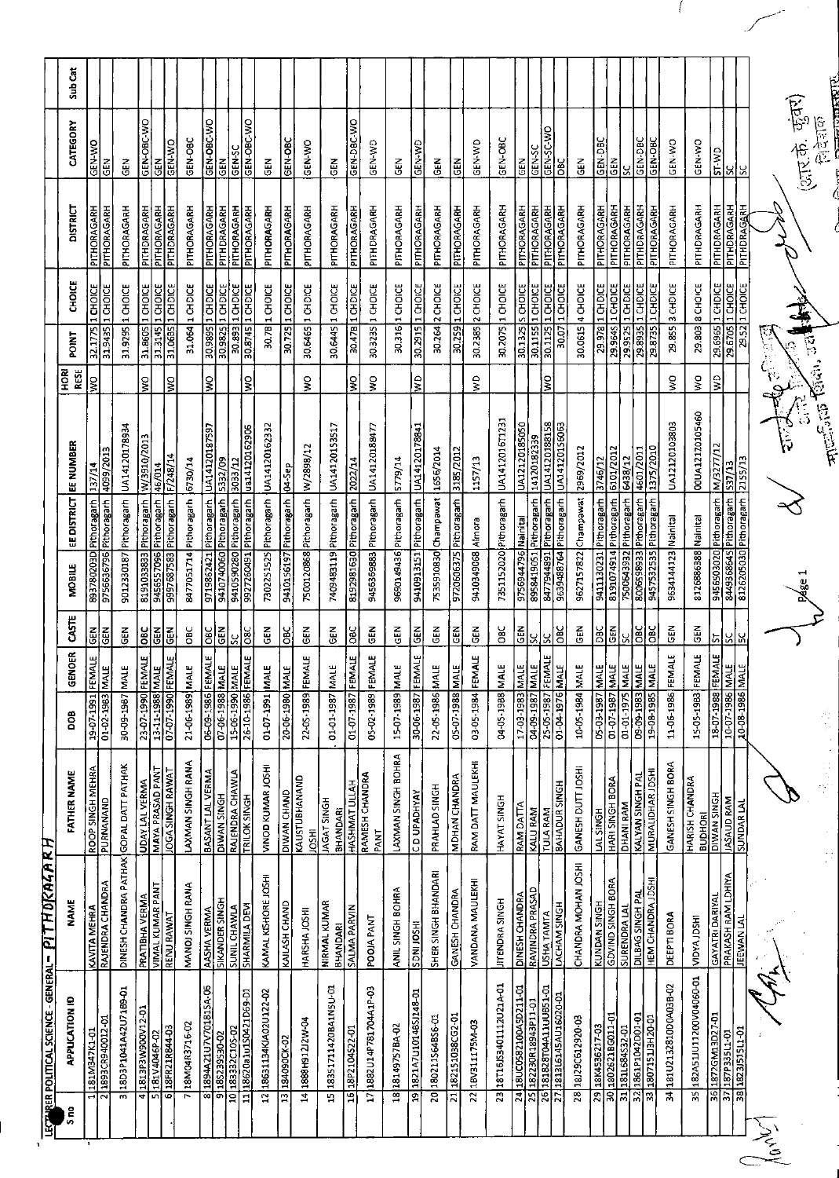LECTURER POLITICAL SCIENCE - GENERAL - PITHORAGARH

| S no | APPLICATION ID | NAME | FATHER NAME | DOB | GENDER | CASTE | MOBILE | EE DISTRICT | EE NUMBER | HORI RESE | POINT | CHOICE | DISTRICT | CATEGORY | Sub Cat |
|---|---|---|---|---|---|---|---|---|---|---|---|---|---|---|---|
| 1 | 181M347K1-01 | KAVITA MEHRA | ROOP SINGH MEHRA | 19-07-1991 | FEMALE | GEN | 8937802030 | Pithoragarh | 137/14 | WO | 32.1775 | 1 CHOICE | PITHORAGARH | GEN-WO | |
| 2 | 1893CR940012-01 | RAJENDRA CHANDRA | PURNANAND | 01-02-1983 | MALE | GEN | 9756636796 | Pithoragarh | 4099/2013 | | 31.9435 | 1 CHOICE | PITHORAGARH | GEN | |
| 3 | 18D3P1041A42U7189-01 | DINESH CHANDRA PATHAK | GOPAL DATT PATHAK | 30-09-1987 | MALE | GEN | 9012330187 | Pithoragarh | UA14120178934 | | 31.9295 | 1 CHOICE | PITHORAGARH | GEN | |
| 4 | 18L3P3W900V12-01 | PRATIBHA VERMA | UDAY LAL VERMA | 23-07-1990 | FEMALE | OBC | 8191033833 | Pithoragarh | W/3910/2013 | WO | 31.8605 | 1 CHOICE | PITHORAGARH | GEN-OBC-WO | |
| 5 | 181V4046P-02 | VIMAL KUMAR PANT | MAYA PRASAD PANT | 13-11-1988 | MALE | GEN | 9456557096 | Pithoragarh | 46/014 | | 31.3145 | 1 CHOICE | PITHORAGARH | GEN | |
| 6 | 18FR21R844-03 | RENU RAWAT | JOGA SINGH RAWAT | 07-07-1990 | FEMALE | GEN | 9557587583 | Pithoragarh | F/248/14 | WO | 31.0685 | 1 CHOICE | PITHORAGARH | GEN-WO | |
| 7 | 18M04R3716-02 | MANOJ SINGH RANA | LAXMAN SINGH RANA | 21-06-1989 | MALE | OBC | 8477051714 | Pithoragarh | 6730/14 | | 31.064 | 1 CHOICE | PITHORAGARH | GEN-OBC | |
| 8 | 1894A21U7V7018159A-06 | AASHA VERMA | BASANT LAL VERMA | 06-09-1986 | FEMALE | OBC | 9719862421 | Pithoragarh | UA14120187597 | WO | 30.9885 | 1 CHOICE | PITHORAGARH | GEN-OBC-WO | |
| 9 | 185239530-02 | SIKANDER SINGH | DIWAN SINGH | 07-06-1988 | MALE | GEN | 9410740060 | Pithoragarh | 5332/09 | | 30.9825 | 1 CHOICE | PITHORAGARH | GEN | |
| 10 | 183332C105-02 | SUNIL CHAWLA | RAJENDRA CHAWLA | 15-06-1990 | MALE | SC | 9410590280 | Pithoragarh | 3033/12 | | 30.893 | 1 CHOICE | PITHORAGARH | GEN-SC | |
| 11 | 18620a1uS0421D69-01 | SHARMILA DEVI | TRILOK SINGH | 26-10-1986 | FEMALE | OBC | 9927260491 | Pithoragarh | ua14120162906 | WO | 30.8745 | 1 CHOICE | PITHORAGARH | GEN-OBC-WO | |
| 12 | 18631134KJA02U122-02 | KAMAL KISHORE JOSHI | VINOD KUMAR JOSHI | 01-07-1991 | MALE | GEN | 7302251525 | Pithoragarh | UA14120162332 | | 30.78 | 1 CHOICE | PITHORAGARH | GEN | |
| 13 | 184090CK-02 | KAILASH CHAND | DIWAN CHAND | 20-06-1980 | MALE | OBC | 9410156197 | Pithoragarh | 04-Sep | | 30.725 | 1 CHOICE | PITHORAGARH | GEN-OBC | |
| 14 | 1888H912J2W-04 | HARSHA JOSHI | KAUSTUBHANAND JOSHI | 22-05-1989 | FEMALE | GEN | 7500120868 | Pithoragarh | W/2898/12 | WO | 30.6465 | 1 CHOICE | PITHORAGARH | GEN-WO | |
| 15 | 18351711420BA1NSU-01 | NIRMAL KUMAR BHANDARI | JAGAT SINGH BHANDARI | 01-01-1987 | MALE | GEN | 7409483119 | Pithoragarh | UA14120153517 | | 30.6445 | 1 CHOICE | PITHORAGARH | GEN | |
| 16 | 18P2104522-01 | SALMA PARVIN | HASHMAT ULLAH | 01-07-1987 | FEMALE | OBC | 8192981630 | Pithoragarh | 2022/14 | WO | 30.4785 | 1 CHOICE | PITHORAGARH | GEN-OBC-WO | |
| 17 | 1882U14P781704A1P-03 | POOJA PANT | RAMESH CHANDRA PANT | 05-02-1989 | FEMALE | GEN | 9456369883 | Pithoragarh | UA14120188477 | WO | 30.3235 | 1 CHOICE | PITHORAGARH | GEN-WO | |
| 18 | 18149757BA-02 | ANIL SINGH BOHRA | LAXMAN SINGH BOHRA | 15-07-1989 | MALE | GEN | 9690149436 | Pithoragarh | 5779/14 | | 30.316 | 1 CHOICE | PITHORAGARH | GEN | |
| 19 | 1821A7U1014851148-01 | SONI JOSHI | C D UPADHYAY | 30-06-1987 | FEMALE | GEN | 9410913151 | Pithoragarh | UA14120178841 | WO | 30.2915 | 1 CHOICE | PITHORAGARH | GEN-WO | |
| 20 | 18021156485B6-01 | SHER SINGH BHANDARI | PRAHLAD SINGH | 22-05-1986 | MALE | GEN | 7535910830 | Champawat | 1656/2014 | | 30.264 | 2 CHOICE | PITHORAGARH | GEN | |
| 21 | 182151038CG2-01 | GANESH CHANDRA | MOHAN CHANDRA | 05-07-1988 | MALE | GEN | 9720606375 | Pithoragarh | 3185/2012 | | 30.259 | 1 CHOICE | PITHORAGARH | GEN | |
| 22 | 18V311175M-03 | VANDANA MAULEKHI | RAM DATT MAULEKHI | 03-05-1984 | FEMALE | GEN | 9410349068 | Almora | 1157/13 | WO | 30.2385 | 2 CHOICE | PITHORAGARH | GEN-WO | |
| 23 | 18T16S3401112U21A-01 | JITENDRA SINGH | HAYAT SINGH | 04-05-1988 | MALE | OBC | 7351152020 | Pithoragarh | UA14120161231 | | 30.2075 | 1 CHOICE | PITHORAGARH | GEN-OBC | |
| 24 | 18UC05821000A5D211-01 | DINESH CHANDRA | RAM DATTA | 17-03-1983 | MALE | GEN | 9756944796 | Nainital | UA12120185050 | | 30.1325 | 5 CHOICE | PITHORAGARH | GEN | |
| 25 | 182230R18943P11-01 | RAVINDRA PRASAD | KALLU RAM | 04-09-1987 | MALE | SC | 8958419051 | Pithoragarh | 14120182339 | | 30.1155 | 1 CHOICE | PITHORAGARH | GEN-SC | |
| 26 | 181828T04A11UUB51-01 | USHA TAMTA | TULA RAM | 25-05-1987 | FEMALE | SC | 8477944891 | Pithoragarh | UA14120188158 | WO | 30.1125 | 1 CHOICE | PITHORAGARH | GEN-SC-WO | |
| 27 | 18131614SAU16020-01 | LACHAM SINGH | BAHADUR SINGH | 01-04-1976 | MALE | OBC | 9639488764 | Pithoragarh | UA14120156063 | | 30.07 | 1 CHOICE | PITHORAGARH | OBC | |
| 28 | 18J29C612920-03 | CHANDRA MOHAN JOSHI | GANESH DUTT JOSHI | 10-05-1984 | MALE | GEN | 9627157822 | Champawat | 2969/2012 | | 30.0615 | 4 CHOICE | PITHORAGARH | GEN | |
| 29 | 18K4536217-03 | KUNDAN SINGH | LAL SINGH | 05-03-1987 | MALE | OBC | 9411130231 | Pithoragarh | 3746/12 | | 29.978 | 1 CHOICE | PITHORAGARH | GEN-OBC | |
| 30 | 1802621BG011-01 | GOVIND SINGH BORA | HARI SINGH BORA | 01-07-1987 | MALE | GEN | 8191074914 | Pithoragarh | 6101/2012 | | 29.9645 | 1 CHOICE | PITHORAGARH | GEN | |
| 31 | 181L68453Z-01 | SURENDRA LAL | DHANI RAM | 01-01-1975 | MALE | SC | 7500643932 | Pithoragarh | 6438/12 | | 29.9525 | 1 CHOICE | PITHORAGARH | SC | |
| 32 | 1861P1042D01-01 | DILBAG SINGH PAL | KALYAN SINGH PAL | 09-09-1983 | MALE | OBC | 8006598933 | Pithoragarh | 4601/2011 | | 29.8935 | 1 CHOICE | PITHORAGARH | GEN-OBC | |
| 33 | 1807151J3H20-01 | HEM CHANDRA JOSHI | MURALIDHAR JOSHI | 19-08-1985 | MALE | OBC | 9457532535 | Pithoragarh | 1375/2010 | | 29.8735 | 1 CHOICE | PITHORAGARH | GEN-OBC | |
| 34 | 181U2132810D0403B-02 | DEEPTI BORA | GANESH SINGH BORA | 11-06-1986 | FEMALE | GEN | 9634144123 | Nainital | UA12120103803 | WO | 29.855 | 3 CHOICE | PITHORAGARH | GEN-WO | |
| 35 | 182A51U11200V04060-01 | VIDYA JOSHI | HARISH CHANDRA BUDHORI | 15-05-1983 | FEMALE | GEN | 8126886388 | Nainital | 00UA12120105460 | WO | 29.803 | 8 CHOICE | PITHORAGARH | GEN-WO | |
| 36 | 1872GM13D27-01 | GAYATRI DARIYAL | DIWAN SINGH | 18-07-1988 | FEMALE | ST | 9456503020 | Pithoragarh | M/3277/12 | WO | 29.6965 | 1 CHOICE | PITHORAGARH | ST-WO | |
| 37 | 187P335L1-01 | PRAKASH RAM LOHIYA | JASAUD RAM | 10-07-1986 | MALE | SC | 8449368645 | Pithoragarh | 537/13 | | 29.6705 | 1 CHOICE | PITHORAGARH | SC | |
| 38 | 18231J5151-01 | JEEWAN LAL | SUNDAR LAL | 10-08-1986 | MALE | SC | 8126205030 | Pithoragarh | 2155/13 | | 29.52 | 1 CHOICE | PITHORAGARH | SC | |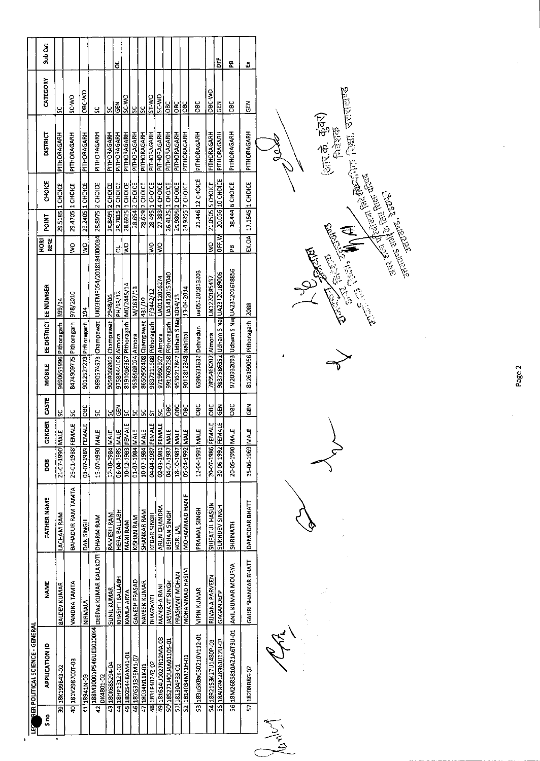## LECTURER POLITICAL SCIENCE - GENERAL

| S no | APPLICATION ID | NAME | FATHER NAME | DOB | GENDER | CASTE | MOBILE | EE DISTRICT | EE NUMBER | HORI RESE | POINT | CHOICE | DISTRICT | CATEGORY | Sub Cat |
|---|---|---|---|---|---|---|---|---|---|---|---|---|---|---|---|
| 39 | 18K199843-02 | BALDEV KUMAR | LACHAM RAM | 21-07-1990 | MALE | SC | 9690655996 | Pithoragarh | 399/14 | | 29.5185 | 1 CHOICE | PITHORAGARH | SC | |
| 40 | 181V298700T-03 | VANDNA TAMTA | BAHADUR RAM TAMTA | 25-01-1988 | FEMALE | SC | 8474909775 | Pithoragarh | 978/2010 | WO | 29.4705 | 1 CHOICE | PITHORAGARH | SC-WO | |
| 41 | 18941N-03 | NIRMALA | DAN SINGH | 08-07-1989 | FEMALE | OBC | 9012527273 | Pithoragarh | 194 | WO | 29.2405 | 1 CHOICE | PITHORAGARH | OBC-WO | |
| 42 | 188M30001P546UE30200K4DK4801-02 | DEEPAK KUMAR KALAKOTI | DHARM RAM | 15-07-1990 | MALE | SC | 9690574573 | Champawat | UK03EMP054/201818400034 | | 28.8975 | 2 CHOICE | PITHORAGARH | SC | |
| 43 | 180K685294-04 | SUNIL KUMAR | RAMESH RAM | 12-10-1984 | MALE | SC | 9058066862 | Champawat | 2948/06 | | 28.8495 | 2 CHOICE | PITHORAGARH | SC | |
| 44 | 18HP1312K-02 | KHASHTI BALLABH | HERA BALLABH | 06-04-1985 | MALE | GEN | 9758844108 | Almora | PH/13/12 | OL | 28.7815 | 3 CHOICE | PITHORAGARH | GEN | OL |
| 45 | 18D2544KAM41-01 | KAMLA ARYA | MANI RAM | 10-12-1983 | FEMALE | SC | 8191036367 | Pithoragarh | M0/2445/14 | WO | 28.6925 | 1 CHOICE | PITHORAGARH | SC-WO | |
| 46 | 187G313P6M1-07 | GANESH PRASAD | KISHAN RAM | 01-07-1984 | MALE | SC | 9536568024 | Almora | M/1637/13 | | 28.654 | 2 CHOICE | PITHORAGARH | SC | |
| 47 | 18034N11K-01 | NAVEEN KUMAR | SHANKAR RAM | 10-07-1984 | MALE | SC | 8650950408 | Champawat | 431/10 | | 28.619 | 2 CHOICE | PITHORAGARH | SC | |
| 48 | 1831F48242-02 | BHAGWATI | KEDAR SINGH | 04-04-1987 | FEMALE | ST | 9837211688 | Pithoragarh | F/3442/12 | WO | 28.495 | 1 CHOICE | PITHORAGARH | ST-WO | |
| 49 | 181614U0027R12MA-03 | MANISHA RANI | ARUN CHANDRA | 02-03-1981 | FEMALE | SC | 9719950927 | Almora | UA0112016274 | WO | 27.383 | 4 CHOICE | PITHORAGARH | SC-WO | |
| 50 | 18S271J40UA40110S-01 | JASWANT SINGH | BISHAN SINGH | 04-07-1987 | MALE | OBC | 9917609238 | Pithoragarh | UA14120157040 | | 26.4125 | 1 CHOICE | PITHORAGARH | OBC | |
| 51 | 181304P33-01 | PRASHANT MOHAN | HORI LAL | 18-10-1987 | MALE | OBC | 9536212847 | Udham S Nagar | 3034/13 | | 25.9805 | 2 CHOICE | PITHORAGARH | OBC | |
| 52 | 1B1404M21H-01 | MOHAMMAD HASIM | MOHAMMAD HANIF | 05-04-1992 | MALE | OBC | 9012812348 | Nainital | 13-04-2014 | | 24.9255 | 7 CHOICE | PITHORAGARH | OBC | |
| 53 | 183uSKB030210V112-01 | VIPIN KUMAR | PRAMAL SINGH | 12-04-1991 | MALE | OBC | 6396331632 | Dehradun | ua05120181 3203 | | 21.446 | 12 CHOICE | PITHORAGARH | OBC | |
| 54 | 18R2153K27U1480P-03 | RIJVANA PARVEEN | SHIFATUL HASUN | 20-07-1986 | FEMALE | OBC | 7895468202 | Almora | UK122018S437 | WO | 21.0505 | 5 CHOICE | PITHORAGARH | OBC-WO | |
| 55 | 18A0G9028361012U-03 | GAGANDEEP | SUKHDEV SINGH | 30-06-1992 | FEMALE | GEN | 9837586352 | Udham S Nagar | UA23120189006 | OFF,W | 20.055 | 10 CHOICE | PITHORAGARH | GEN | DFF |
| 56 | 18M2685810A21A6T3U-01 | ANIL KUMAR MOURYA | SHRINATH | 20-05-1990 | MALE | OBC | 9720932093 | Udham S Nagar | UA231201678856 | PB | 18.444 | 6 CHOICE | PITHORAGARH | OBC | PB |
| 57 | 18208BBG-02 | GAURI SHANKAR BHATT | DAMODAR BHATT | 15-06-1969 | MALE | GEN | 8126399056 | Pithoragarh | 2088 | EX,OA | 17.1645 | 1 CHOICE | PITHORAGARH | GEN | EX |

(आर. के. कुंवर)
निदेशक
अपर राज्य परियोजना निदेशक, समग्र शिक्षा, उत्तराखण्ड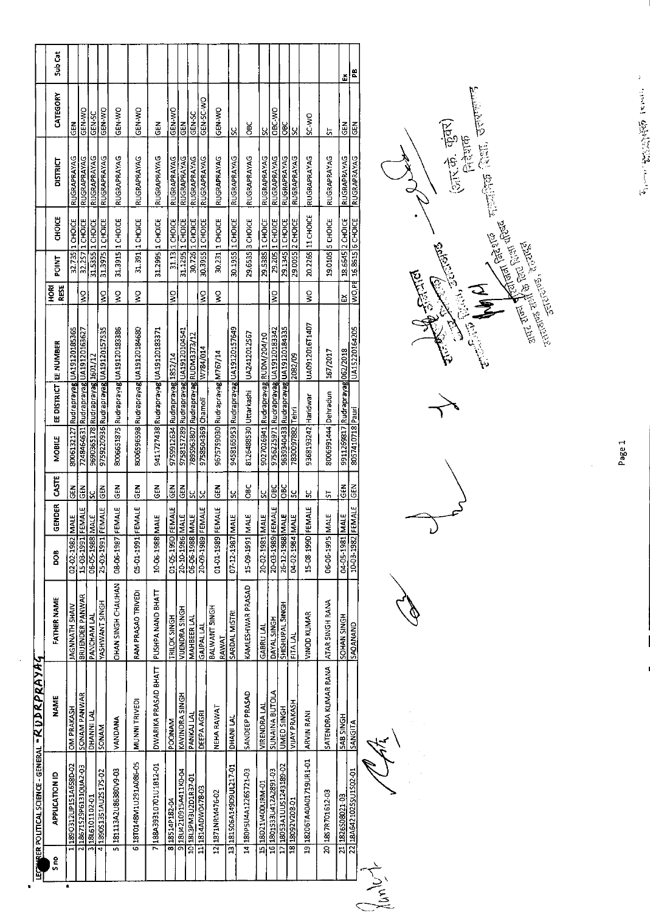LECTURER POLITICAL SCIENCE - GENERAL - RUDRPRAYAG

| S no | APPLICATION ID | NAME | FATHER NAME | DOB | GENDER | CASTE | MOBILE | EE DISTRICT | EE NUMBER | HORI RESE | POINT | CHOICE | DISTRICT | CATEGORY | Sub Cat |
|---|---|---|---|---|---|---|---|---|---|---|---|---|---|---|---|
| 1 | 189O312UP151A658D-02 | OM PRAKASH | JAGNNATH SHAIV | 02-02-1982 | MALE | GEN | 8006132127 | Rudraprayag | UA19120185365 | | 32.735 | 1 CHOICE | RUGRAPRAYAG | GEN | |
| 2 | 18671S29P6131OUA2-03 | SONAM PANWAR | BRIJENDER PANWAR | 15-03-1991 | FEMALE | GEN | 7248464631 | Rudraprayag | UA19120163627 | WO | 32.257 | 1 CHOICE | RUGRAPRAYAG | GEN-WO | |
| 3 | 18L6101102-01 | DHANNI LAL | PANCHAM LAL | 06-05-1988 | MALE | SC | 9690365178 | Rudraprayag | 1601/12 | | 31.5355 | 1 CHOICE | RUGRAPRAYAG | GEN-SC | |
| 4 | 1890S1351AU2S175-02 | SONAM | YASHWANT SINGH | 25-03-1991 | FEMALE | GEN | 9759220936 | Rudraprayag | UA19120157535 | WO | 31.3975 | 1 CHOICE | RUGRAPRAYAG | GEN-WO | |
| 5 | 181113A2U86380V9-03 | VANDANA | OHAN SINGH CHAUHAN | 08-06-1987 | FEMALE | GEN | 8006651875 | Rudraprayag | UA19120183386 | WO | 31.3915 | 1 CHOICE | RUGRAPRAYAG | GEN-WO | |
| 6 | 18T014BM1U291A086-05 | MUNNI TRIVEDI | RAM PRASAD TRIVEDI | 05-01-1991 | FEMALE | GEN | 8006596598 | Rudraprayag | UA19120184680 | WO | 31.391 | 1 CHOICE | RUGRAPRAYAG | GEN-WO | |
| 7 | 188A3931070IU1B12-01 | DWARIKA PRASAD BHATT | PUSHPA NAND BHATT | 10-06-1988 | MALE | GEN | 9411727438 | Rudraprayag | UA19120183371 | | 31.2995 | 1 CHOICE | RUGRAPRAYAG | GEN | |
| 8 | 18514P182-04 | POONAM | TRILOK SINGH | 01-05-1990 | FEMALE | GEN | 9759912634 | Rudraprayag | 1852/14 | WO | 31.13 | 1 CHOICE | RUGRAPRAYAG | GEN-WO | |
| 9 | 18U421091SA411K0-04 | KAVINDRA SINGH | VIJENDRA SINGH | 20-10-1986 | MALE | GEN | 9758157289 | Rudraprayag | UA19120104541 | | 31.1295 | 1 CHOICE | RUGRAPRAYAG | GEN | |
| 10 | 18L3PM3U2D1R37-01 | PANKAJ LAL | MAHBEER LAL | 06-06-1988 | MALE | SC | 7899963807 | Rudraprayag | RUDM3373/12 | | 30.726 | 1 CHOICE | RUGRAPRAYAG | GEN-SC | |
| 11 | 1814ADW0478-03 | DEEPA AGRI | GAJPAL LAL | 20-09-1989 | FEMALE | SC | 9758504369 | Chamoli | W784/014 | WO | 30.3955 | 1 CHOICE | RUGRAPRAYAG | GEN-SC-WO | |
| 12 | 1871NRM476-02 | NEHA RAWAT | BALWANT SINGH RAWAT | 01-01-1989 | FEMALE | GEN | 9675759030 | Rudraprayag | M767/14 | WO | 30.231 | 1 CHOICE | RUGRAPRAYAG | GEN-WO | |
| 13 | 181506A149D9UL217-01 | DHANI LAL | SARDAL MISTRI | 07-12-1987 | MALE | SC | 9458165953 | Rudraprayag | UA19120157649 | | 30.1955 | 1 CHOICE | RUGRAPRAYAG | SC | |
| 14 | 180P5U4A1226S721-03 | SANDEEP PRASAD | KAMLESHWAR PRASAD | 15-09-1991 | MALE | OBC | 8126488530 | Uttarkashi | UA2412012567 | | 29.6535 | 3 CHOICE | RUGRAPRAYAG | OBC | |
| 15 | 18D21V400URM-01 | VIRENDRA LAL | GABRU LAL | 20-02-1981 | MALE | SC | 9027026941 | Rudraprayag | RUDM/204/10 | | 29.5385 | 1 CHOICE | RUGRAPRAYAG | SC | |
| 16 | 1801S33U412A2891-03 | SUNAINA BUTOLA | DAYAL SINGH | 20-03-1989 | FEMALE | OBC | 9756225971 | Rudraprayag | UA19120183342 | WO | 29.205 | 1 CHOICE | RUGRAPRAYAG | OBC-WO | |
| 17 | 18053A1UU51243189-02 | UMED SINGH | SHISHUPAL SINGH | 26-12-1988 | MALE | OBC | 9639340433 | Rudraprayag | UA19120184335 | | 29.1345 | 1 CHOICE | RUGRAPRAYAG | OBC | |
| 18 | 18092V208-01 | VIJAY PRAKASH | FITA LAL | 04-02-1984 | MALE | SC | 7830097882 | Tehri | 2082/09 | | 29.0055 | 2 CHOICE | RUGRAPRAYAG | SC | |
| 19 | 18206TA40A01719UR1-01 | ARVIN RANI | VINOD KUMAR | 15-08-1990 | FEMALE | SC | 9368193242 | Haridwar | UA09120161407 | WO | 20.2265 | 11 CHOICE | RUGRAPRAYAG | SC-WO | |
| 20 | 18S7R701612-03 | SATENDRA KUMAR RANA | ATAR SINGH RANA | 06-06-1995 | MALE | ST | 8006991444 | Dehradun | 167/2017 | | 19.0105 | 5 CHOICE | RUGRAPRAYAG | ST | |
| 21 | 1826S08021-03 | SAB SINGH | SOHAN SINGH | 04-05-1981 | MALE | GEN | 9911269817 | Rudraprayag | 062/2018 | EX | 18.6645 | 2 CHOICE | RUGRAPRAYAG | GEN | EX |
| 22 | 18A6421025SU1502-01 | SANGITA | SADANAND | 10-03-1982 | FEMALE | GEN | 8057410718 | Pauri | UA15220164205 | WO,PB | 16.8615 | 6 CHOICE | RUGRAPRAYAG | GEN | PB |

(आर.के. कुंवर)
निदेशक
माध्यमिक शिक्षा, उत्तराखण्ड

अपर राज्य परियोजना निदेशक
उत्तराखण्ड सभी के लिए शिक्षा परिषद
उत्तराखण्ड, देहरादून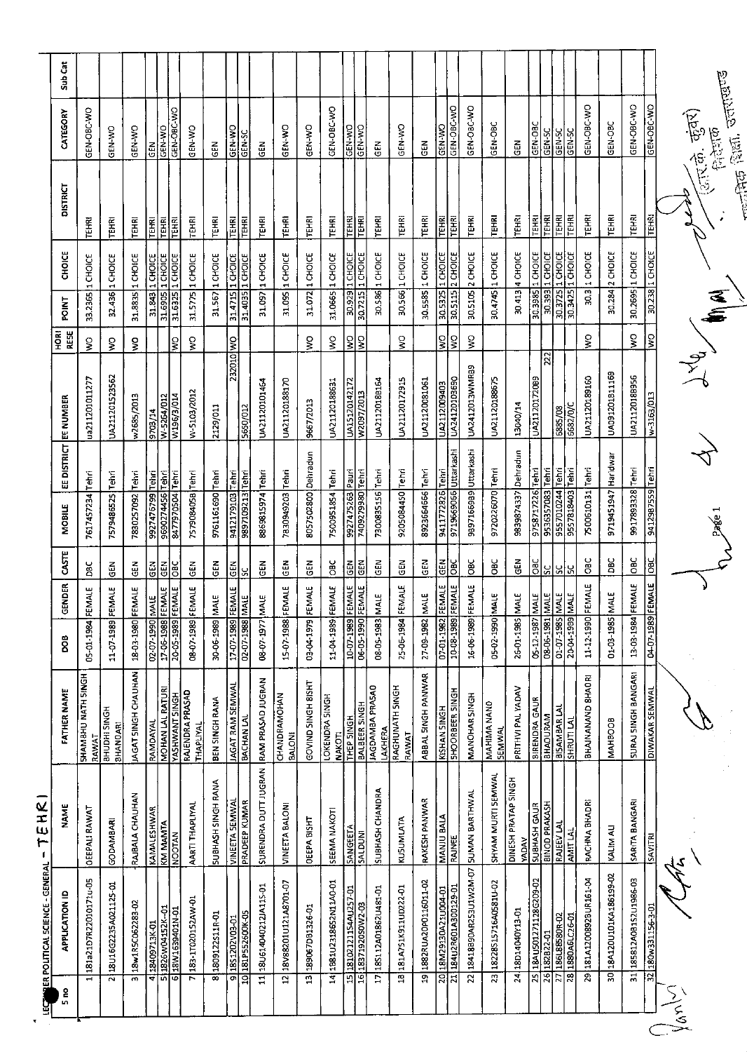LECTURER POLITICAL SCIENCE - GENERAL - TEHRI

| S no | APPLICATION ID | NAME | FATHER NAME | DOB | GENDER | CASTE | MOBILE | EE DISTRICT | EE NUMBER | HORI RESE | POINT | CHOICE | DISTRICT | CATEGORY | Sub Cat |
|---|---|---|---|---|---|---|---|---|---|---|---|---|---|---|---|
| 1 | 181a21D7R22010171u-05 | DEEPALI RAWAT | SHAMBHU NATH SINGH RAWAT | 05-01-1984 | FEMALE | OBC | 7617457234 | Tehri | ua211201011277 | WO | 33.2365 | 1 CHOICE | TEHRI | GEN-OBC-WO | |
| 2 | 18U16G2235A021125-01 | GODAMBARI | BHUDHI SINGH BHANDARI | 11-07-1989 | FEMALE | GEN | 7579486525 | Tehri | UA211201523562 | WO | 32.436 | 1 CHOICE | TEHRI | GEN-WO | |
| 3 | 18w1R5C062283-02 | RAJBALA CHAUHAN | JAGAT SINGH CHAUHAN | 18-03-1980 | FEMALE | GEN | 7830257092 | Tehri | w2685/2013 | WO | 31.8835 | 1 CHOICE | TEHRI | GEN-WO | |
| 4 | 18409713K-01 | KAMALESHWAR | RAMDAYAL | 02-07-1990 | MALE | GEN | 9927476799 | Tehri | 9703/14 | | 31.843 | 1 CHOICE | TEHRI | GEN | |
| 5 | 1826W04152K-01 | KM MAMTA | MOHAN LAL RATURI | 17-06-1988 | FEMALE | GEN | 9690274456 | Tehri | W-5264/012 | | 31.6905 | 1 CHOICE | TEHRI | GEN-WO | |
| 6 | 18W1639401N-01 | NOOTAN | YASHWANT SINGH | 20-05-1989 | FEMALE | OBC | 8477970504 | Tehri | W196/3/014 | | 31.6325 | 1 CHOICE | TEHRI | GEN-OBC-WO | |
| 7 | 183-1T020152AW-01 | AARTI THAPLIYAL | RAJENDRA PRASAD THAPLIYAL | 08-07-1989 | FEMALE | GEN | 7579084058 | Tehri | W-5103/2012 | WO | 31.5775 | 1 CHOICE | TEHRI | GEN-WO | |
| 8 | 1809122S11R-01 | SUBHASH SINGH RANA | BEN SINGH RANA | 30-06-1989 | MALE | GEN | 9761161690 | Tehri | 2129/011 | | 31.567 | 1 CHOICE | TEHRI | GEN | |
| 9 | 18S1202V03-01 | VINEETA SEMWAL | JAGAT RAM SEMWAL | 17-07-1989 | FEMALE | GEN | 9412179103 | Tehri | 232010 | WO | 31.4715 | 1 CHOICE | TEHRI | GEN-WO | |
| 10 | 181P552600K-05 | PRADEEP KUMAR | BACHAN LAL | 02-07-1988 | MALE | SC | 9897109213 | Tehri | 5650/012 | | 31.4035 | 1 CHOICE | TEHRI | GEN-SC | |
| 11 | 18U614040212JA11S-01 | SURENDRA DUTT JUGRAN | RAM PRASAD JUGRAN | 08-07-1977 | MALE | GEN | 8869815974 | Tehri | UA211201101464 | | 31.097 | 1 CHOICE | TEHRI | GEN | |
| 12 | 18V88201U121A8701-07 | VINEETA BALONI | CHANDRAMOHAN BALONI | 15-07-1988 | FEMALE | GEN | 7830949203 | Tehri | UA211201188170 | | 31.095 | 1 CHOICE | TEHRI | GEN-WO | |
| 13 | 18906708 1326-01 | DEEPA BISHT | GOVIND SINGH BISHT | 03-04-1979 | FEMALE | GEN | 8057502800 | Dehradun | 9667/2013 | WO | 31.072 | 1 CHOICE | TEHRI | GEN-WO | |
| 14 | 1981U2318652N11A0-01 | SEEMA NAKOTI | LOKENDRA SINGH NAKOTI | 11-04-1989 | FEMALE | OBC | 7500951854 | Tehri | UA211201188631 | WO | 31.0665 | 1 CHOICE | TEHRI | GEN-OBC-WO | |
| 15 | 18102121154AU257-01 | SANGEETA | THEP SINGH | 10-07-1989 | FEMALE | GEN | 9927475263 | Pauri | UA15120142172 | WO | 30.929 | 1 CHOICE | TEHRI | GEN-WO | |
| 16 | 1837192050W2-03 | SALDUNI | BALBEER SINGH | 06-05-1990 | FEMALE | GEN | 7409279980 | Tehri | W2097/2013 | WO | 30.7215 | 1 CHOICE | TEHRI | GEN-WO | |
| 17 | 18S112A01862U481-01 | SUBHASH CHANDRA | JAGDAMBA PRASAD LAKHERA | 08-05-1983 | MALE | GEN | 7300835156 | Tehri | UA211201188164 | | 30.586 | 1 CHOICE | TEHRI | GEN | |
| 18 | 181A751K911UD22-01 | KUSUMLATA | RAGHUNATH SINGH RAWAT | 25-06-1984 | FEMALE | GEN | 9205084450 | Tehri | UA211201172915 | WO | 30.566 | 1 CHOICE | TEHRI | GEN-WO | |
| 19 | 1882RUA20P0116011-02 | RAKESH PANWAR | ABBAL SINGH PANWAR | 27-09-1982 | MALE | GEN | 8923664666 | Tehri | UA211200081061 | | 30.5585 | 1 CHOICE | TEHRI | GEN | |
| 20 | 18M29130A21U004-01 | MANJU BALA | KISHAN SINGH | 07-01-1982 | FEMALE | GEN | 9411772826 | Tehri | UA2112009403 | WO | 30.5325 | 1 CHOICE | TEHRI | GEN-WO | |
| 21 | 184U2R601A300129-01 | RAJNEE | SHOORBEER SINGH | 10-08-1989 | FEMALE | OBC | 9719669066 | Uttarkashi | UA241201003690 | WO | 30.5115 | 2 CHOICE | TEHRI | GEN-OBC-WO | |
| 22 | 18418B9OAR253U1W2M-07 | SUMAN BARTHWAL | MANOHAR SINGH | 16-06-1989 | FEMALE | OBC | 9897166939 | Uttarkashi | UA2412013WMR89 | WO | 30.5105 | 2 CHOICE | TEHRI | GEN-OBC-WO | |
| 23 | 18228S1571 6A0581U-02 | SHYAM MURTI SEMWAL | MAHIMA NAND SEMWAL | 05-02-1990 | MALE | OBC | 9720226070 | Tehri | UA211201188675 | | 30.4745 | 1 CHOICE | TEHRI | GEN-OBC | |
| 24 | 18D140040Y13-01 | DINESH PRATAP SINGH YADAV | PRITHVI PAL YADAV | 26-01-1985 | MALE | GEN | 9839874337 | Dehradun | 13040/14 | | 30.413 | 4 CHOICE | TEHRI | GEN | |
| 25 | 18AU50127112 8G209-02 | SUBHASH GAUR | BIRENDRA GAUR | 05-12-1987 | MALE | OBC | 9758717226 | Tehri | UA211201172089 | | 30.3985 | 1 CHOICE | TEHRI | GEN-OBC | |
| 26 | 182B22-01 | BINOD PRAKASH | BHADURAM | 08-06-1981 | MALE | SC | 9536357083 | Tehri | 222 | | 30.393 | 1 CHOICE | TEHRI | GEN-SC | |
| 27 | 186L88580R-02 | RAJEEV LAL | BISAMBAR LAL | 01-07-1985 | MALE | SC | 9557010244 | Tehri | 6885/08 | | 30.3725 | 1 CHOICE | TEHRI | GEN-SC | |
| 28 | 1880A6LC26-01 | AMIT LAL | SHRUTI LAL | 20-04-1989 | MALE | SC | 9557818403 | Tehri | 6682/0/C | | 30.3425 | 1 CHOICE | TEHRI | GEN-SC | |
| 29 | 181A1200892BUR161-04 | RACHNA BHADRI | BHAJNANAND BHADRI | 11-12-1990 | FEMALE | OBC | 7500610131 | Tehri | UA211201189160 | WO | 30.3 | 1 CHOICE | TEHRI | GEN-OBC-WO | |
| 30 | 18A120U101KA186199-02 | KALIM ALI | MAHBOOB | 01-03-1985 | MALE | OBC | 9719451947 | Haridwar | UA091201811169 | | 30.284 | 2 CHOICE | TEHRI | GEN-OBC | |
| 31 | 1858124OB152U1986-03 | SARITA BANGARI | SURAJ SINGH BANGARI | 13-03-1984 | FEMALE | OBC | 9917899328 | Tehri | UA211201188956 | WO | 30.2695 | 1 CHOICE | TEHRI | GEN-OBC-WO | |
| 32 | 18Ow331156-3-01 | SAVITRI | DIWAKAR SEMWAL | 04-07-1989 | FEMALE | OBC | 9412987559 | Tehri | w-3163/013 | WO | 30.238 | 1 CHOICE | TEHRI | GEN-OBC-WO | |

(आर.के. कुंवर)
निदेशक
माध्यमिक शिक्षा, उत्तराखण्ड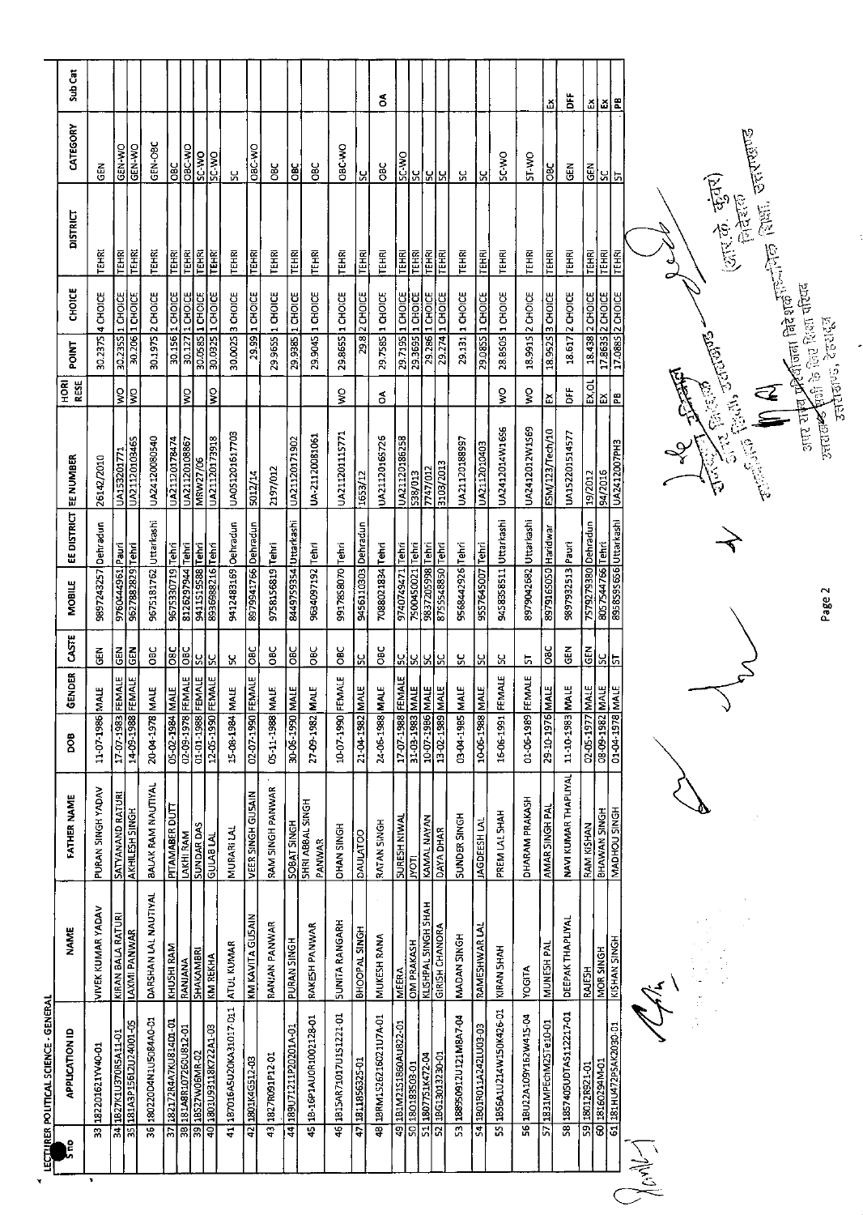LECTURER POLITICAL SCIENCE - GENERAL

| S no | APPLICATION ID | NAME | FATHER NAME | DOB | GENDER | CASTE | MOBILE | EE DISTRICT | EE NUMBER | HORI RESE | POINT | CHOICE | DISTRICT | CATEGORY | Sub Cat |
|---|---|---|---|---|---|---|---|---|---|---|---|---|---|---|---|
| 33 | 1822D1621YV40-01 | VIVEK KUMAR YADAV | PURAN SINGH YADAV | 11-07-1986 | MALE | GEN | 9897243257 | Dehradun | 26142/2010 | | 30.2375 | 4 CHOICE | TEHRI | GEN | |
| 34 | 1827K1U370RSA11-01 | KIRAN BALA RATURI | SATYANAND RATURI | 17-07-1983 | FEMALE | GEN | 9760444961 | Pauri | UA1532012171 | WO | 30.2355 | 1 CHOICE | TEHRI | GEN-WO | |
| 35 | 181A3P1561L2U24001-05 | LAXMI PANWAR | AKHILESH SINGH | 14-09-1988 | FEMALE | GEN | 9627882829 | Tehri | UA21120103465 | WO | 30.206 | 1 CHOICE | TEHRI | GEN-WO | |
| 36 | 1802200AN1U5084A0-01 | DARSHAN LAL NAUTIYAL | BALAK RAM NAUTIYAL | 20-04-1978 | MALE | OBC | 9675181762 | Uttarkashi | UA24120080540 | | 30.1975 | 2 CHOICE | TEHRI | GEN-OBC | |
| 37 | 182172R4A7KU814D1-01 | KHUSHI RAM | PITAMABER DUTT | 05-02-1984 | MALE | OBC | 9675330719 | Tehri | UA21120178474 | | 30.156 | 1 CHOICE | TEHRI | OBC | |
| 38 | 181A8R107260U812-01 | RANJANA | LAKHI RAM | 02-09-1978 | FEMALE | OBC | 8126297944 | Tehri | UA21120108867 | WO | 30.127 | 1 CHOICE | TEHRI | OBC-WO | |
| 39 | 18527W06MR-02 | SHAKAMBRI | SUNDAR DAS | 01-01-1988 | FEMALE | SC | 9411519588 | Tehri | MRW27/06 | | 30.0585 | 1 CHOICE | TEHRI | SC-WO | |
| 40 | 1801U93118K722A1-03 | KM REKHA | GULAB LAL | 12-05-1990 | FEMALE | SC | 8936988216 | Tehri | UA21120173918 | WO | 30.0325 | 1 CHOICE | TEHRI | SC-WO | |
| 41 | 1870165A5U20KA31017-011 | ATUL KUMAR | MURARI LAL | 15-08-1984 | MALE | SC | 9412483169 | Dehradun | UA05120161703 | | 30.0025 | 3 CHOICE | TEHRI | SC | |
| 42 | 1801K4G512-03 | KM KAVITA GUSAIN | VEER SINGH GUSAIN | 02-07-1990 | FEMALE | OBC | 8979941766 | Dehradun | 5012/14 | | 29.99 | 1 CHOICE | TEHRI | OBC-WO | |
| 43 | 1827R091P12-01 | RANJAN PANWAR | RAM SINGH PANWAR | 05-11-1988 | MALE | OBC | 9758156819 | Tehri | 2197/012 | | 29.9655 | 1 CHOICE | TEHRI | OBC | |
| 44 | 189U71211P20201A-01 | PURAN SINGH | SOBAT SINGH | 30-06-1990 | MALE | OBC | 8449759354 | Uttarkashi | UA21120171902 | | 29.9385 | 1 CHOICE | TEHRI | OBC | |
| 45 | 18-16P1AU0R1002128-01 | RAKESH PANWAR | SHRI ABBAL SINGH PANWAR | 27-09-1982 | MALE | OBC | 9634097192 | Tehri | UA-21120081061 | | 29.9045 | 1 CHOICE | TEHRI | OBC | |
| 46 | 1B15AR71017U1S1221-01 | SUNITA RANGARH | OHAN SINGH | 10-07-1990 | FEMALE | OBC | 9917858070 | Tehri | UA21120115771 | WO | 29.8655 | 1 CHOICE | TEHRI | OBC-WO | |
| 47 | 1811856325-01 | BHOOPAL SINGH | DAULATOO | 21-04-1982 | MALE | SC | 9456110303 | Dehradun | 1653/12 | | 29.8 | 2 CHOICE | TEHRI | SC | |
| 48 | 18RM15262160211U7A-01 | MUKESH RANA | RATAN SINGH | 24-06-1988 | MALE | OBC | 7088021834 | Tehri | UA21120165726 | OA | 29.7585 | 1 CHOICE | TEHRI | OBC | OA |
| 49 | 181M2151860AU822-01 | MEERA | SURESH NIWAL | 17-07-1988 | FEMALE | SC | 9740749471 | Tehri | UA21120186258 | | 29.7195 | 1 CHOICE | TEHRI | SC-WO | |
| 50 | 180183503-01 | OM PRAKASH | JYOTI | 31-03-1983 | MALE | SC | 7500450021 | Tehri | 538/013 | | 29.3695 | 1 CHOICE | TEHRI | SC | |
| 51 | 1807751K472-04 | KUSHPAL SINGH SHAH | KAMAL NAYAN | 10-07-1986 | MALE | SC | 9837205998 | Tehri | 7747/012 | | 29.286 | 1 CHOICE | TEHRI | SC | |
| 52 | 18G13013230-01 | GIRISH CHANDRA | DAYA DHAR | 13-02-1989 | MALE | SC | 8755548850 | Tehri | 3103/2013 | | 29.274 | 1 CHOICE | TEHRI | SC | |
| 53 | 188950912U121M8A7-04 | MADAN SINGH | SUNDER SINGH | 03-04-1985 | MALE | SC | 9568442926 | Tehri | UA21120188997 | | 29.131 | 1 CHOICE | TEHRI | SC | |
| 54 | 1801R011A242LU03-03 | RAMESHWAR LAL | JAGDEESH LAL | 10-06-1988 | MALE | SC | 9557645007 | Tehri | UA21120210403 | | 29.0855 | 1 CHOICE | TEHRI | SC | |
| 55 | 1856A1U214W150K426-01 | KIRAN SHAH | PREM LAL SHAH | 16-06-1991 | FEMALE | SC | 9458358511 | Uttarkashi | UA2412014W1656 | WO | 28.8505 | 1 CHOICE | TEHRI | SC-WO | |
| 56 | 18U22A109Y162W415-04 | YOGITA | DHARAM PRAKASH | 01-06-1989 | FEMALE | ST | 8979042682 | Uttarkashi | UA2412012W1569 | WO | 18.9915 | 2 CHOICE | TEHRI | ST-WO | |
| 57 | 1831MPEchM25Te10-01 | MUNESH PAL | AMAR SINGH PAL | 29-10-1976 | MALE | OBC | 8979165050 | Haridwar | ESM/123/Tech/10 | EX | 18.9525 | 3 CHOICE | TEHRI | OBC | EX |
| 58 | 1857405UDTA5112217-01 | DEEPAK THAPLIYAL | NAVI KUMAR THAPLIYAL | 11-10-1983 | MALE | GEN | 9897932513 | Pauri | UA15220151457 | DFF | 18.617 | 2 CHOICE | TEHRI | GEN | DFF |
| 59 | 180128R21-01 | RAJESH | RAM KISHAN | 02-05-1977 | MALE | GEN | 7579279380 | Dehradun | 19/2012 | EX,OL | 18.438 | 2 CHOICE | TEHRI | GEN | EX |
| 60 | 18166294M-01 | MOR SINGH | BHAWAN SINGH | 08-09-1982 | MALE | SC | 8057544766 | Tehri | 94/2016 | EX | 17.8635 | 2 CHOICE | TEHRI | SC | EX |
| 61 | 181HU472PSAK2030-01 | KISHAN SINGH | MADHOU SINGH | 01-04-1978 | MALE | ST | 8958595656 | Uttarkashi | UA2412007PH3 | PB | 17.0885 | 2 CHOICE | TEHRI | ST | PB |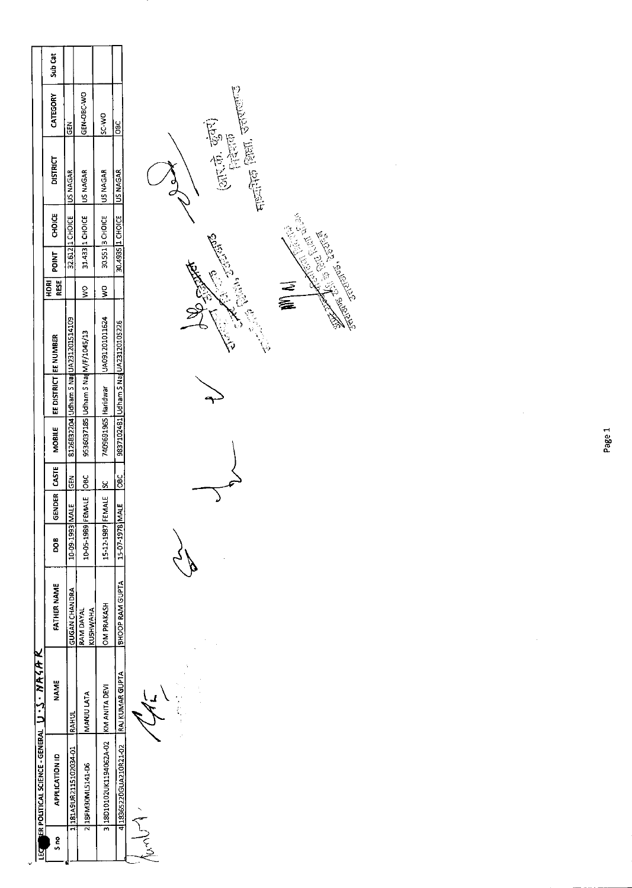LECTURER POLITICAL SCIENCE - GENERAL U.S. NAGAR

| S no | APPLICATION ID | NAME | FATHER NAME | DOB | GENDER | CASTE | MOBILE | EE DISTRICT | EE NUMBER | HORI RESE | POINT | CHOICE | DISTRICT | CATEGORY | Sub Cat |
|---|---|---|---|---|---|---|---|---|---|---|---|---|---|---|---|
| 1 | 181A9UR21151O2034-01 | RAHUL | GUGAN CHANDRA | 10-09-1993 | MALE | GEN | 8126832204 | Udham S Nag | UA23120151410​9 | | 32.612 | 1 CHOICE | US NAGAR | GEN | |
| 2 | 18FM30ML5141-06 | MANJU LATA | RAM DAYAL KUSHWAHA | 10-05-1989 | FEMALE | OBC | 9536037185 | Udham S Nag | M/F/1045/13 | WO | 31.433 | 1 CHOICE | US NAGAR | GEN-OBC-WO | |
| 3 | 18D1O102UK1194062A-02 | KM ANITA DEVI | OM PRAKASH | 15-12-1987 | FEMALE | SC | 7409691965 | Haridwar | UA091201011624 | WO | 30.551 | 3 CHOICE | US NAGAR | SC-WO | |
| 4 | 1836522OGUA210R21-02 | RAJ KUMAR GUPTA | BHOOP RAM GUPTA | 15-07-1978 | MALE | OBC | 9837102481 | Udham S Nag | UA23120105226 | | 30.4935 | 1 CHOICE | US NAGAR | OBC | |

(आर.के. कुंवर)
निदेशक
माध्यमिक शिक्षा, उत्तराखण्ड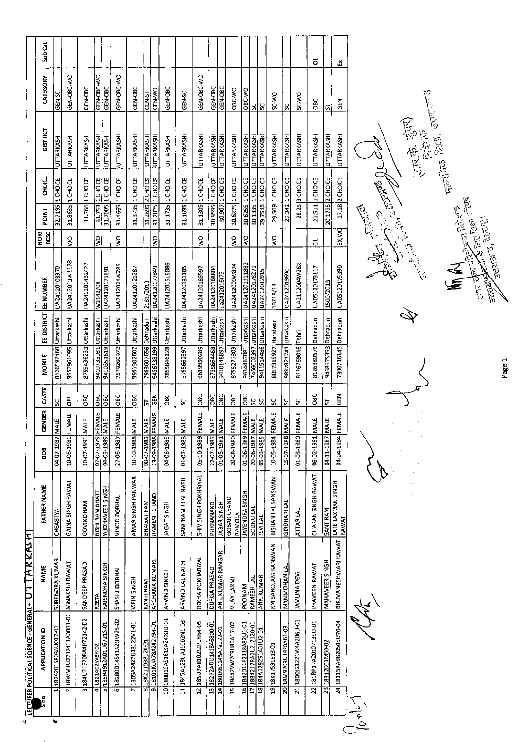LECTURER POLITICAL SCIENCE - GENERAL - UTTARKASHI

| Sno | APPLICATION ID | NAME | FATHER NAME | DOB | GENDER | CASTE | MOBILE | EE DISTRICT | EE NUMBER | HORI RESE | POINT | CHOICE | DISTRICT | CATEGORY | Sub Cat |
|---|---|---|---|---|---|---|---|---|---|---|---|---|---|---|---|
| 1 | 1824201S803AU017-01 | SURENDRA KUMAR | CHEBTYA | 04-07-1987 | MALE | SC | 8126592460 | Uttarkashi | UA2412010837O | | 32.7195 | 1 CHOICE | UTTARKASHI | GEN-SC | |
| 2 | 18WM1U2732411A08R1-01 | MINAKSHI RAWAT | GAINA SINGH RAWAT | 10-06-1981 | FEMALE | OBC | 9557961095 | Uttarkashi | UA2412013W1178 | WO | 31.8635 | 1 CHOICE | UTTARKASHI | GEN-OBC-WO | |
| 3 | 184U215206A4P72142-02 | SANDEEP PRASAD | GOVIND RAM | 10-07-1991 | MALE | OBC | 8755436233 | Uttarkashi | UA2412014B2427 | | 31.766 | 1 CHOICE | UTTARKASHI | GEN-OBC | |
| 4 | 1821402W8R-02 | REETA | RISHI RAM BHATT | 07-07-1979 | FEMALE | OBC | 9410735031 | Uttarkashi | W2142/08 | WO | 31.753 | 1 CHOICE | UTTARKASHI | GEN-OBC-WO | |
| 5 | 185R4912A01U67215-01 | RAJENDRA SINGH | YUDHAVEER SINGH | 04-05-1989 | MALE | OBC | 9410353619 | Uttarkashi | UA24120175691 | | 31.7005 | 1 CHOICE | UTTARKASHI | GEN-OBC | |
| 6 | 18280D14S41A2UW25-02 | SHASHI DOBHAL | VINOD DOBHAL | 27-06-1987 | FEMALE | OBC | 7579260972 | Uttarkashi | UA2412014W285 | WO | 31.4665 | 1 CHOICE | UTTARKASHI | GEN-OBC-WO | |
| 7 | 1805A2427U18122V1-01 | VIPIN SINGH | AMAR SINGH PANWAR | 10-10-1988 | MALE | OBC | 9997302602 | Uttarkashi | UA24120121287 | | 31.3735 | 1 CHOICE | UTTARKASHI | GEN-OBC | |
| 8 | 18K211D3812R-01 | KANTI RAM | BHAGAT RAM | 08-07-1985 | MALE | ST | 7983607656 | Dehradun | 2181/2013 | | 31.2695 | 2 CHOICE | UTTARKASHI | GEN-ST | |
| 9 | 18101KUA78A242794-01 | ARCHANA KUMARI | RAMESH CHAND | 13-09-1988 | FEMALE | GEN | 9456138199 | Uttarkashi | UA24120177849 | WO | 31.2025 | 1 CHOICE | UTTARKASHI | GEN-WO | |
| 10 | 180819AS1615A2428U-01 | ARVIND SINGH | JAGAT SINGH | 04-06-1989 | MALE | OBC | 7895846228 | Uttarkashi | UA2412015I9886 | | 31.1735 | 1 CHOICE | UTTARKASHI | GEN-OBC | |
| 11 | 1845A123UA11002N1-03 | ARVIND LAL NATH | SANGRAMU LAL NATH | 01-07-1988 | MALE | SC | 8755662597 | Uttarkashi | UA24120131105 | | 31.1695 | 1 CHOICE | UTTARKASHI | GEN-SC | |
| 12 | 185U7A810222P9R64-05 | REKHA POKHARIYAL | SHIV SINGH POKHRIYAL | 05-10-1989 | FEMALE | OBC | 9639950289 | Uttarkashi | UA24120186597 | WO | 31.1305 | 1 CHOICE | UTTARKASHI | GEN-OBC-WO | |
| 13 | 182P2ADU14184680D-01 | DURGA PRASAD | PURNANAND | 22-07-1987 | MALE | OBC | 8755664468 | Uttarkashi | UA24120168804 | | 30.9595 | 1 CHOICE | UTTARKASHI | GEN-OBC | |
| 14 | 180tR61145A7au22-01 | ANIL KUMAR RANGAR | JABAR SINGH | 01-05-1981 | MALE | OBC | 9410148897 | Uttarkashi | ua2412016t75 | | 30.907 | 1 CHOICE | UTTARKASHI | GEN-OBC | |
| 15 | 18442VW209U80A17-02 | VIJAY LAXMI | GOBAR CHAND RAMOLA | 20-08-1980 | FEMALE | OBC | 8755277303 | Uttarkashi | UA2412009W874 | WO | 30.6275 | 1 CHOICE | UTTARKASHI | OBC-WO | |
| 16 | 1842D11P2118A82U1-01 | POONAM | JAYENDRA SINGH | 01-06-1989 | FEMALE | OBC | 9634467081 | Uttarkashi | UA241201111882 | WO | 30.6255 | 1 CHOICE | UTTARKASHI | OBC-WO | |
| 17 | 1884217RA1U2L7120-01 | RAMESH LAL | SOUNU LAL | 20-06-1987 | MALE | SC | 7466002397 | Uttarkashi | UA24120178271 | | 30.1335 | 1 CHOICE | UTTARKASHI | SC | |
| 18 | 184A129251A01U2-01 | ANIL KUMAR | JEVI LAL | 05-03-1985 | MALE | SC | 9411514486 | Uttarkashi | UA2412012915 | | 29.7535 | 1 CHOICE | UTTARKASHI | SC | |
| 19 | 18K17S31813-01 | KM SAROJANI SANSWAN | BISHAN LAL SANSWAN | 10-05-1984 | FEMALE | SC | 8057319927 | Haridwar | 13718/13 | WO | 29.509 | 1 CHOICE | UTTARKASHI | SC-WO | |
| 20 | 18M9203U1420A61-03 | MANMOHAN LAL | GIRDHARI LAL | 15-07-1988 | MALE | SC | 9897821741 | Uttarkashi | UA2412013690 | | 29.342 | 1 CHOICE | UTTARKASHI | SC | |
| 21 | 18D0J21221W4A206U-01 | JAMUNA DEVI | ATTAR LAL | 01-03-1980 | FEMALE | SC | 8126269016 | Tehri | UA2112004W262 | | 28.25 | 3 CHOICE | UTTARKASHI | SC-WO | |
| 22 | 181RP17A20107135U-01 | PRAVEEN RAWAT | CHARAN SINGH RAWAT | 06-02-1991 | MALE | OBC | 8126380579 | Dehradun | UA05120173117 | OL | 21.511 | 1 CHOICE | UTTARKASHI | OBC | OL |
| 23 | 18312D01M50-02 | MAHAVEER SINGH | SANT RAM | 04-11-1987 | MALE | ST | 9458975353 | Dehradun | 1500/2013 | | 20.1795 | 2 CHOICE | UTTARKASHI | ST | |
| 24 | 18113RA9820505U70-04 | BHUVANESHWARI RAWAT | LATE LAXMAN SINGH RAWAT | 04-04-1984 | FEMALE | GEN | 7300716145 | Dehradun | UA05120175390 | EX,WO | 17.18 | 2 CHOICE | UTTARKASHI | GEN | Ex |

(आर.के. कुंवर)
निदेशक
माध्यमिक शिक्षा, उत्तराखण्ड

अपर सचिव/सदस्य परिषद्
उत्तराखण्ड विद्यालयी शिक्षा परिषद्
रामनगर, नैनीताल

अपर निदेशक
माध्यमिक शिक्षा, उत्तराखण्ड